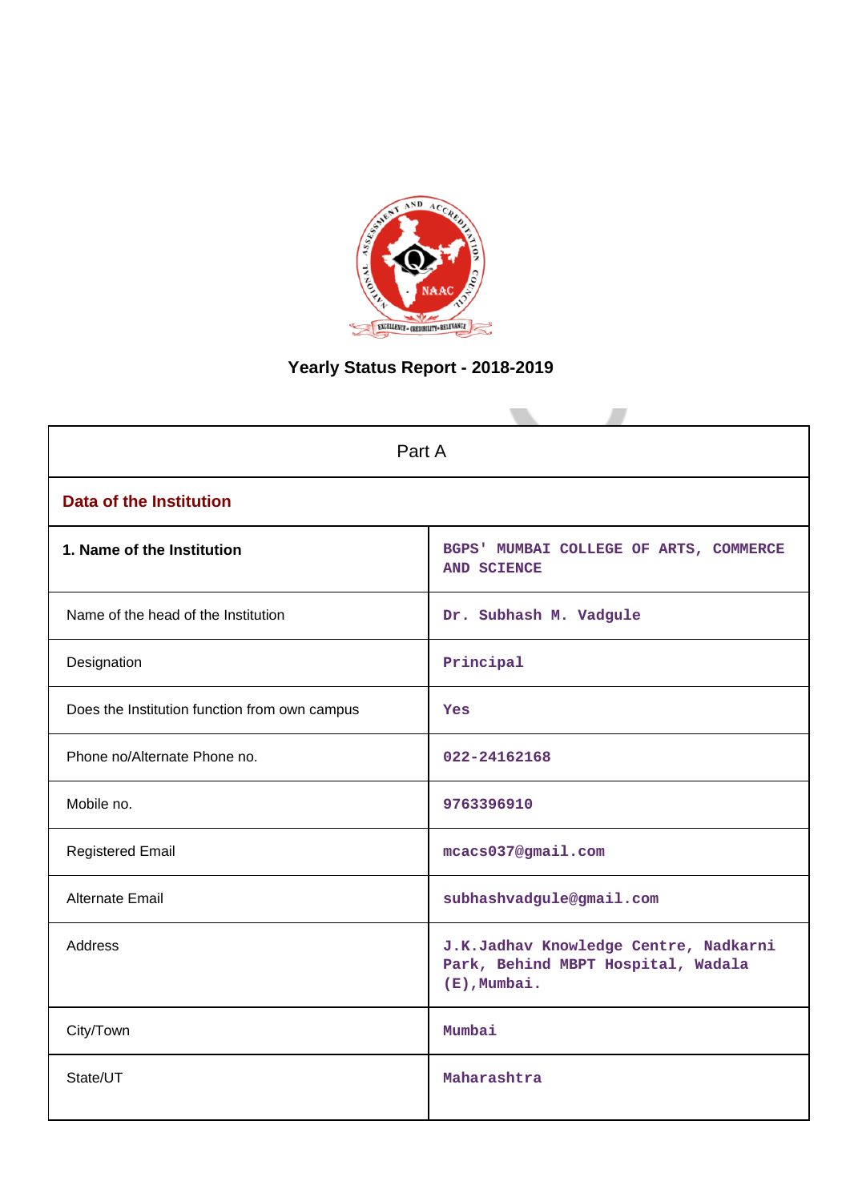# Yearly Status Report - 2018-2019

| Part A | |
|---|---|
| **Data of the Institution** | |
| **1. Name of the Institution** | BGPS' MUMBAI COLLEGE OF ARTS, COMMERCE AND SCIENCE |
| Name of the head of the Institution | Dr. Subhash M. Vadgule |
| Designation | Principal |
| Does the Institution function from own campus | Yes |
| Phone no/Alternate Phone no. | 022-24162168 |
| Mobile no. | 9763396910 |
| Registered Email | mcacs037@gmail.com |
| Alternate Email | subhashvadgule@gmail.com |
| Address | J.K.Jadhav Knowledge Centre, Nadkarni Park, Behind MBPT Hospital, Wadala (E),Mumbai. |
| City/Town | Mumbai |
| State/UT | Maharashtra |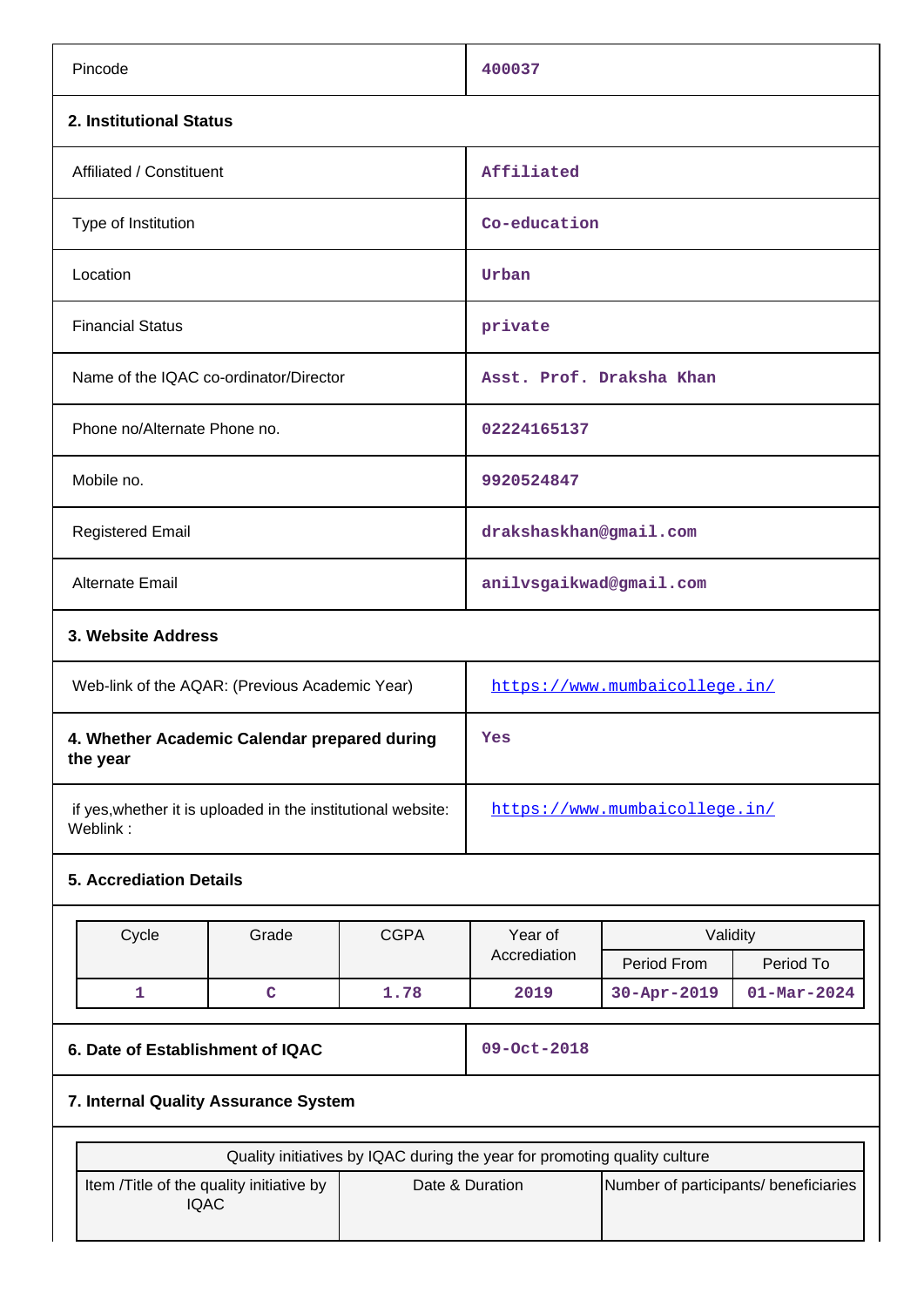| | |
|---|---|
| Pincode | 400037 |

**2. Institutional Status**

| | |
|---|---|
| Affiliated / Constituent | Affiliated |
| Type of Institution | Co-education |
| Location | Urban |
| Financial Status | private |
| Name of the IQAC co-ordinator/Director | Asst. Prof. Draksha Khan |
| Phone no/Alternate Phone no. | 02224165137 |
| Mobile no. | 9920524847 |
| Registered Email | drakshaskhan@gmail.com |
| Alternate Email | anilvsgaikwad@gmail.com |

**3. Website Address**

| | |
|---|---|
| Web-link of the AQAR: (Previous Academic Year) | https://www.mumbaicollege.in/ |
| **4. Whether Academic Calendar prepared during the year** | Yes |
| if yes,whether it is uploaded in the institutional website: Weblink : | https://www.mumbaicollege.in/ |

**5. Accrediation Details**

| Cycle | Grade | CGPA | Year of Accrediation | Validity | |
|---|---|---|---|---|---|
| | | | | Period From | Period To |
| 1 | C | 1.78 | 2019 | 30-Apr-2019 | 01-Mar-2024 |

| | |
|---|---|
| **6. Date of Establishment of IQAC** | 09-Oct-2018 |

**7. Internal Quality Assurance System**

| Quality initiatives by IQAC during the year for promoting quality culture | | |
|---|---|---|
| Item /Title of the quality initiative by IQAC | Date & Duration | Number of participants/ beneficiaries |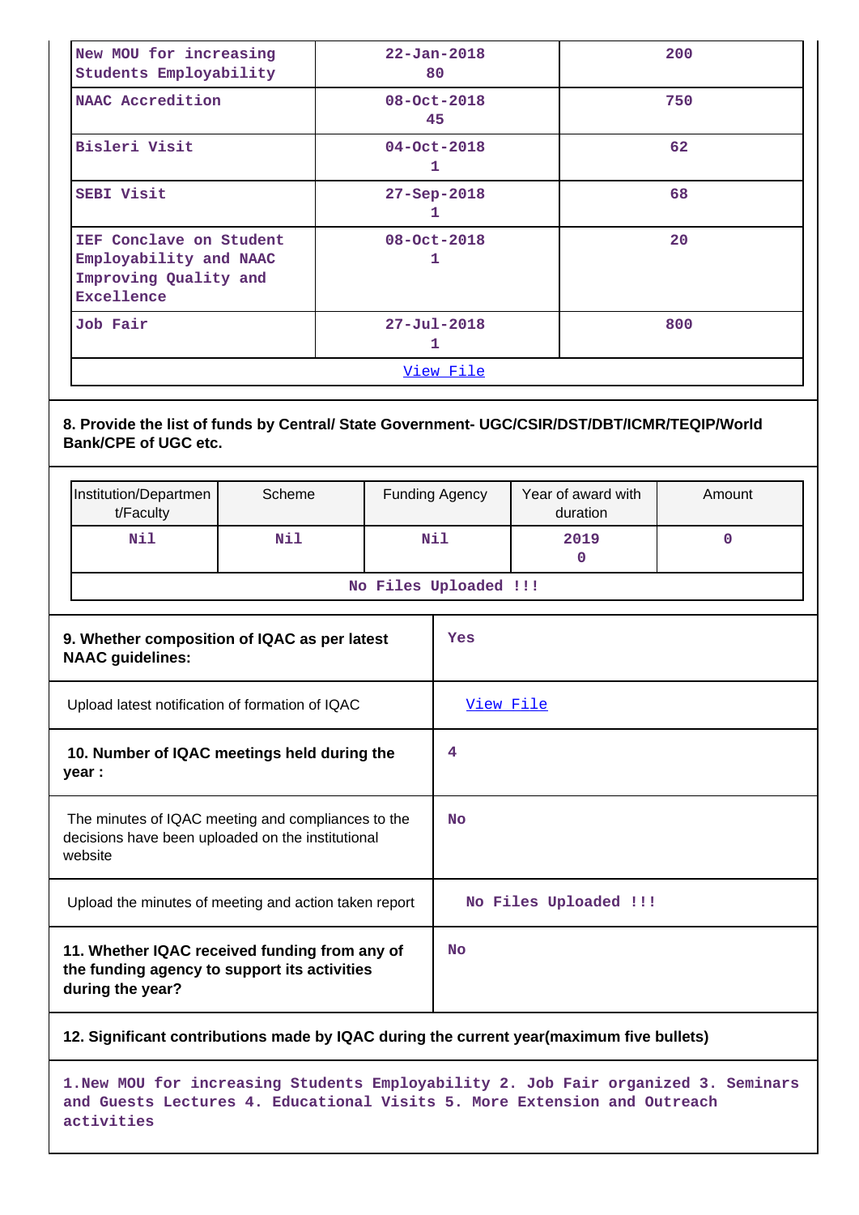| New MOU for increasing Students Employability | 22-Jan-2018<br>80 | 200 |
|---|---|---|
| NAAC Accredition | 08-Oct-2018<br>45 | 750 |
| Bisleri Visit | 04-Oct-2018<br>1 | 62 |
| SEBI Visit | 27-Sep-2018<br>1 | 68 |
| IEF Conclave on Student Employability and NAAC Improving Quality and Excellence | 08-Oct-2018<br>1 | 20 |
| Job Fair | 27-Jul-2018<br>1 | 800 |
| View File | | |

**8. Provide the list of funds by Central/ State Government- UGC/CSIR/DST/DBT/ICMR/TEQIP/World Bank/CPE of UGC etc.**

| Institution/Department/Faculty | Scheme | Funding Agency | Year of award with duration | Amount |
|---|---|---|---|---|
| Nil | Nil | Nil | 2019<br>0 | 0 |
| No Files Uploaded !!! | | | | |

| | |
|---|---|
| **9. Whether composition of IQAC as per latest NAAC guidelines:** | Yes |
| Upload latest notification of formation of IQAC | View File |
| **10. Number of IQAC meetings held during the year :** | 4 |
| The minutes of IQAC meeting and compliances to the decisions have been uploaded on the institutional website | No |
| Upload the minutes of meeting and action taken report | No Files Uploaded !!! |
| **11. Whether IQAC received funding from any of the funding agency to support its activities during the year?** | No |

**12. Significant contributions made by IQAC during the current year(maximum five bullets)**

1.New MOU for increasing Students Employability 2. Job Fair organized 3. Seminars and Guests Lectures 4. Educational Visits 5. More Extension and Outreach activities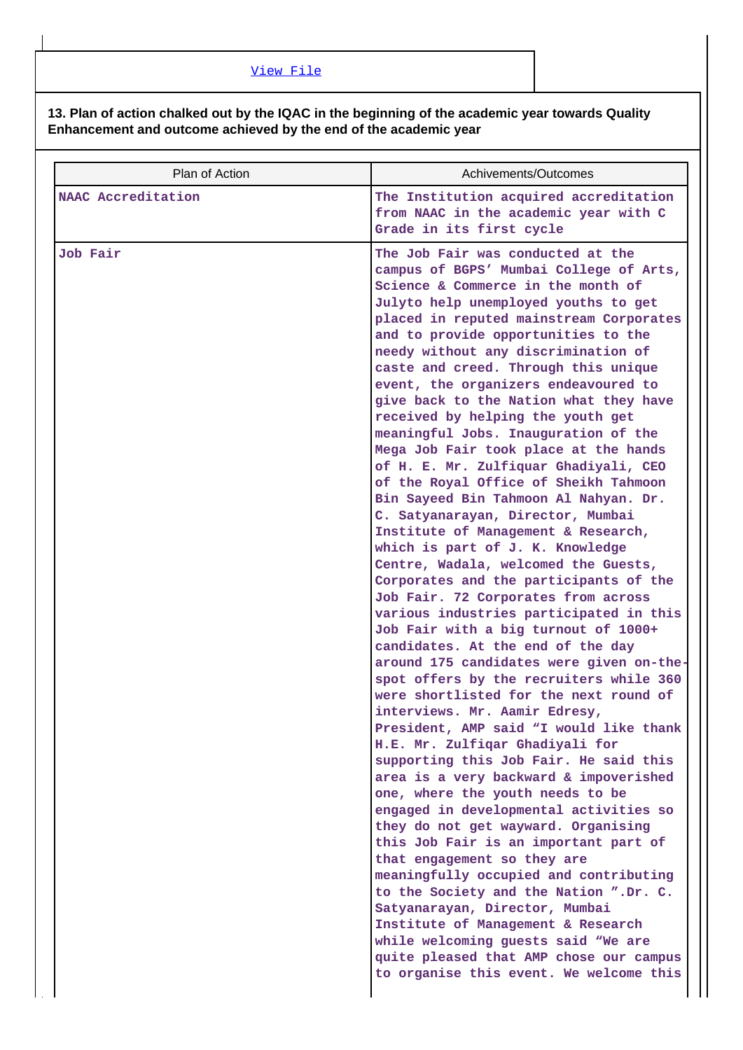[View File]

**13. Plan of action chalked out by the IQAC in the beginning of the academic year towards Quality Enhancement and outcome achieved by the end of the academic year**

| Plan of Action | Achivements/Outcomes |
|---|---|
| NAAC Accreditation | The Institution acquired accreditation from NAAC in the academic year with C Grade in its first cycle |
| Job Fair | The Job Fair was conducted at the campus of BGPS' Mumbai College of Arts, Science & Commerce in the month of Julyto help unemployed youths to get placed in reputed mainstream Corporates and to provide opportunities to the needy without any discrimination of caste and creed. Through this unique event, the organizers endeavoured to give back to the Nation what they have received by helping the youth get meaningful Jobs. Inauguration of the Mega Job Fair took place at the hands of H. E. Mr. Zulfiquar Ghadiyali, CEO of the Royal Office of Sheikh Tahmoon Bin Sayeed Bin Tahmoon Al Nahyan. Dr. C. Satyanarayan, Director, Mumbai Institute of Management & Research, which is part of J. K. Knowledge Centre, Wadala, welcomed the Guests, Corporates and the participants of the Job Fair. 72 Corporates from across various industries participated in this Job Fair with a big turnout of 1000+ candidates. At the end of the day around 175 candidates were given on-the-spot offers by the recruiters while 360 were shortlisted for the next round of interviews. Mr. Aamir Edresy, President, AMP said "I would like thank H.E. Mr. Zulfiqar Ghadiyali for supporting this Job Fair. He said this area is a very backward & impoverished one, where the youth needs to be engaged in developmental activities so they do not get wayward. Organising this Job Fair is an important part of that engagement so they are meaningfully occupied and contributing to the Society and the Nation ".Dr. C. Satyanarayan, Director, Mumbai Institute of Management & Research while welcoming guests said "We are quite pleased that AMP chose our campus to organise this event. We welcome this |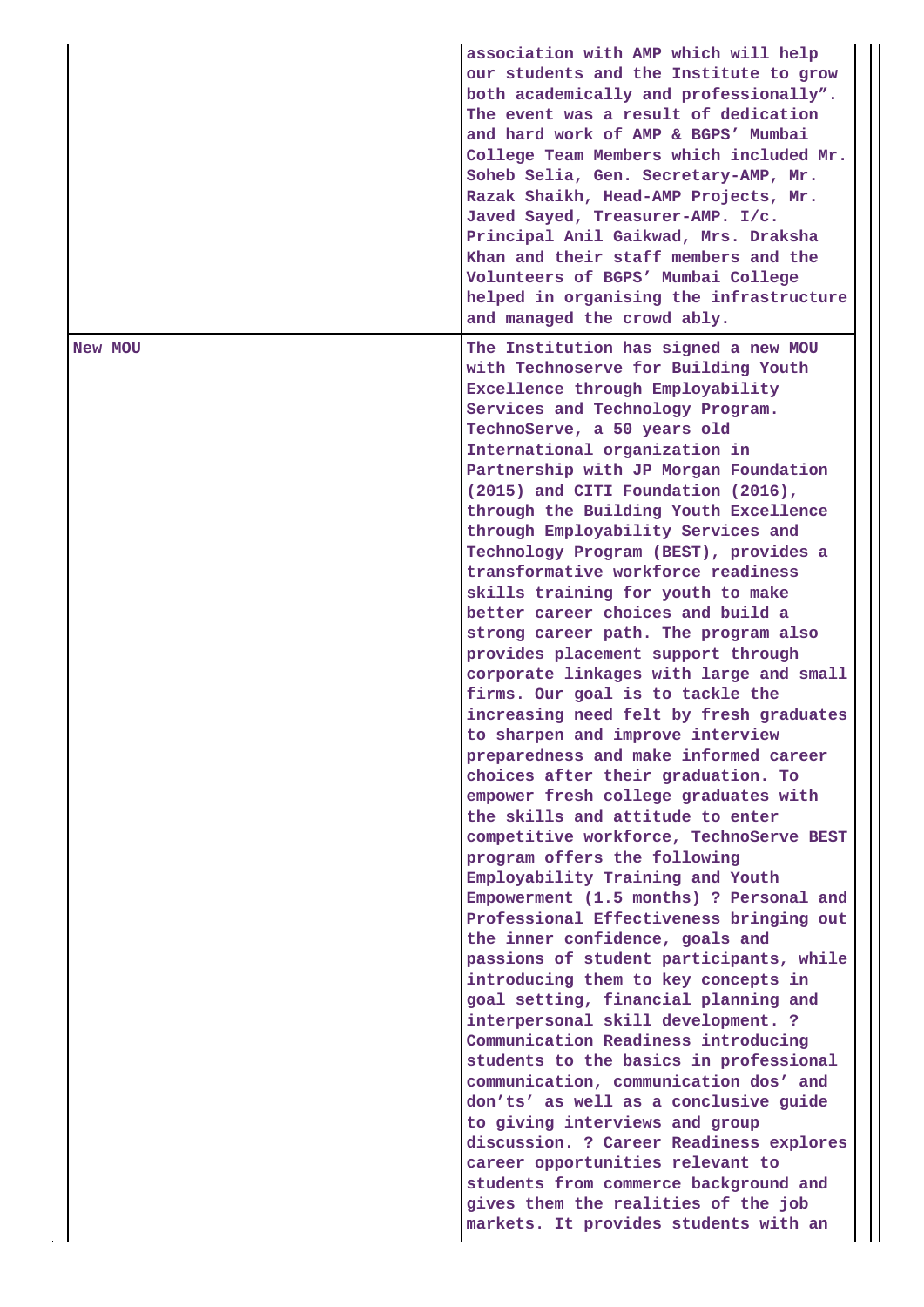| | |
|---|---|
| | association with AMP which will help our students and the Institute to grow both academically and professionally". The event was a result of dedication and hard work of AMP & BGPS' Mumbai College Team Members which included Mr. Soheb Selia, Gen. Secretary-AMP, Mr. Razak Shaikh, Head-AMP Projects, Mr. Javed Sayed, Treasurer-AMP. I/c. Principal Anil Gaikwad, Mrs. Draksha Khan and their staff members and the Volunteers of BGPS' Mumbai College helped in organising the infrastructure and managed the crowd ably. |
| New MOU | The Institution has signed a new MOU with Technoserve for Building Youth Excellence through Employability Services and Technology Program. TechnoServe, a 50 years old International organization in Partnership with JP Morgan Foundation (2015) and CITI Foundation (2016), through the Building Youth Excellence through Employability Services and Technology Program (BEST), provides a transformative workforce readiness skills training for youth to make better career choices and build a strong career path. The program also provides placement support through corporate linkages with large and small firms. Our goal is to tackle the increasing need felt by fresh graduates to sharpen and improve interview preparedness and make informed career choices after their graduation. To empower fresh college graduates with the skills and attitude to enter competitive workforce, TechnoServe BEST program offers the following Employability Training and Youth Empowerment (1.5 months) ? Personal and Professional Effectiveness bringing out the inner confidence, goals and passions of student participants, while introducing them to key concepts in goal setting, financial planning and interpersonal skill development. ? Communication Readiness introducing students to the basics in professional communication, communication dos' and don'ts' as well as a conclusive guide to giving interviews and group discussion. ? Career Readiness explores career opportunities relevant to students from commerce background and gives them the realities of the job markets. It provides students with an |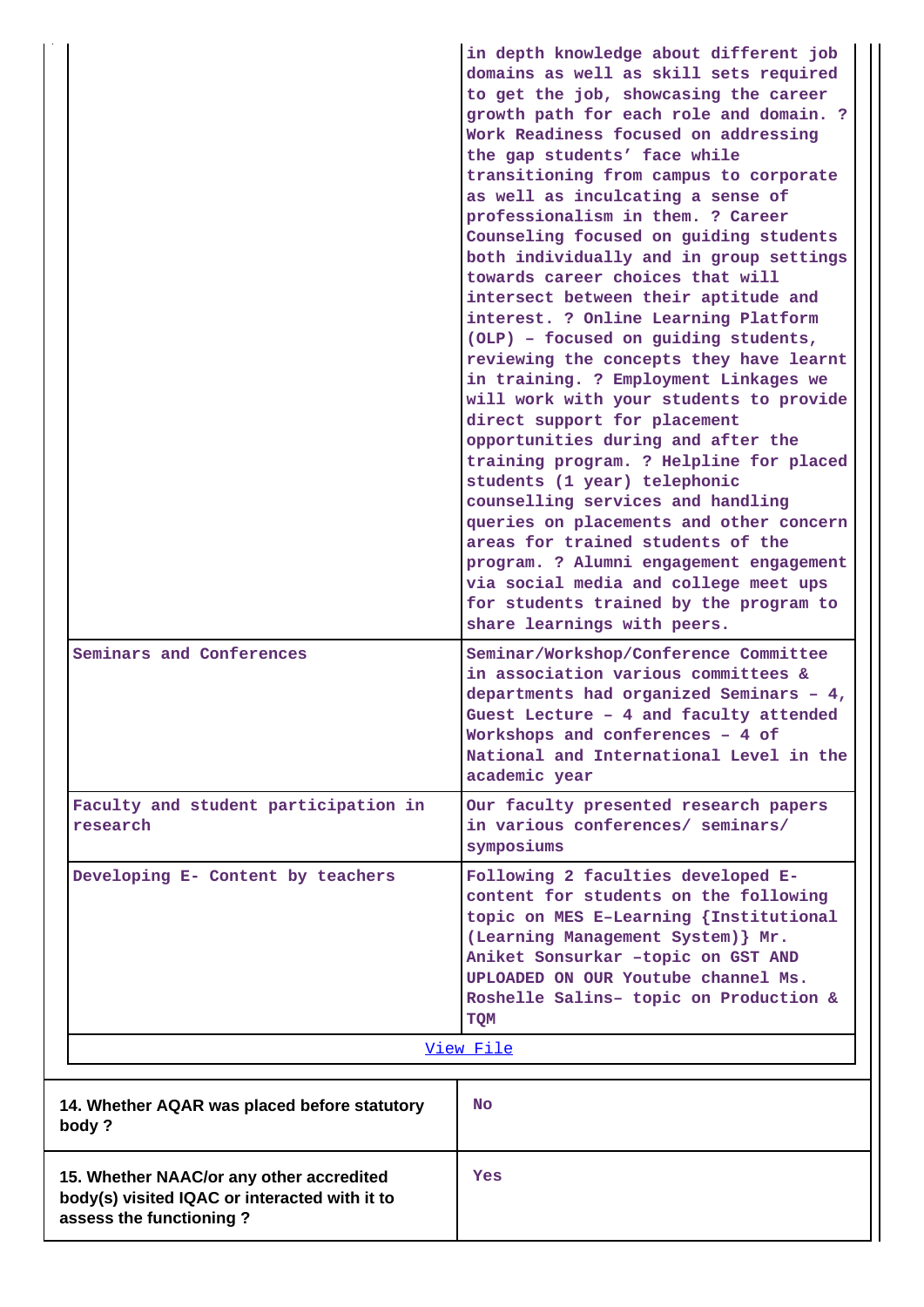| | |
|---|---|
| | in depth knowledge about different job domains as well as skill sets required to get the job, showcasing the career growth path for each role and domain. ? Work Readiness focused on addressing the gap students' face while transitioning from campus to corporate as well as inculcating a sense of professionalism in them. ? Career Counseling focused on guiding students both individually and in group settings towards career choices that will intersect between their aptitude and interest. ? Online Learning Platform (OLP) – focused on guiding students, reviewing the concepts they have learnt in training. ? Employment Linkages we will work with your students to provide direct support for placement opportunities during and after the training program. ? Helpline for placed students (1 year) telephonic counselling services and handling queries on placements and other concern areas for trained students of the program. ? Alumni engagement engagement via social media and college meet ups for students trained by the program to share learnings with peers. |
| Seminars and Conferences | Seminar/Workshop/Conference Committee in association various committees & departments had organized Seminars – 4, Guest Lecture – 4 and faculty attended Workshops and conferences – 4 of National and International Level in the academic year |
| Faculty and student participation in research | Our faculty presented research papers in various conferences/ seminars/ symposiums |
| Developing E- Content by teachers | Following 2 faculties developed E-content for students on the following topic on MES E–Learning {Institutional (Learning Management System)} Mr. Aniket Sonsurkar –topic on GST AND UPLOADED ON OUR Youtube channel Ms. Roshelle Salins– topic on Production & TQM |
| View File | |

| | |
|---|---|
| **14. Whether AQAR was placed before statutory body ?** | No |
| **15. Whether NAAC/or any other accredited body(s) visited IQAC or interacted with it to assess the functioning ?** | Yes |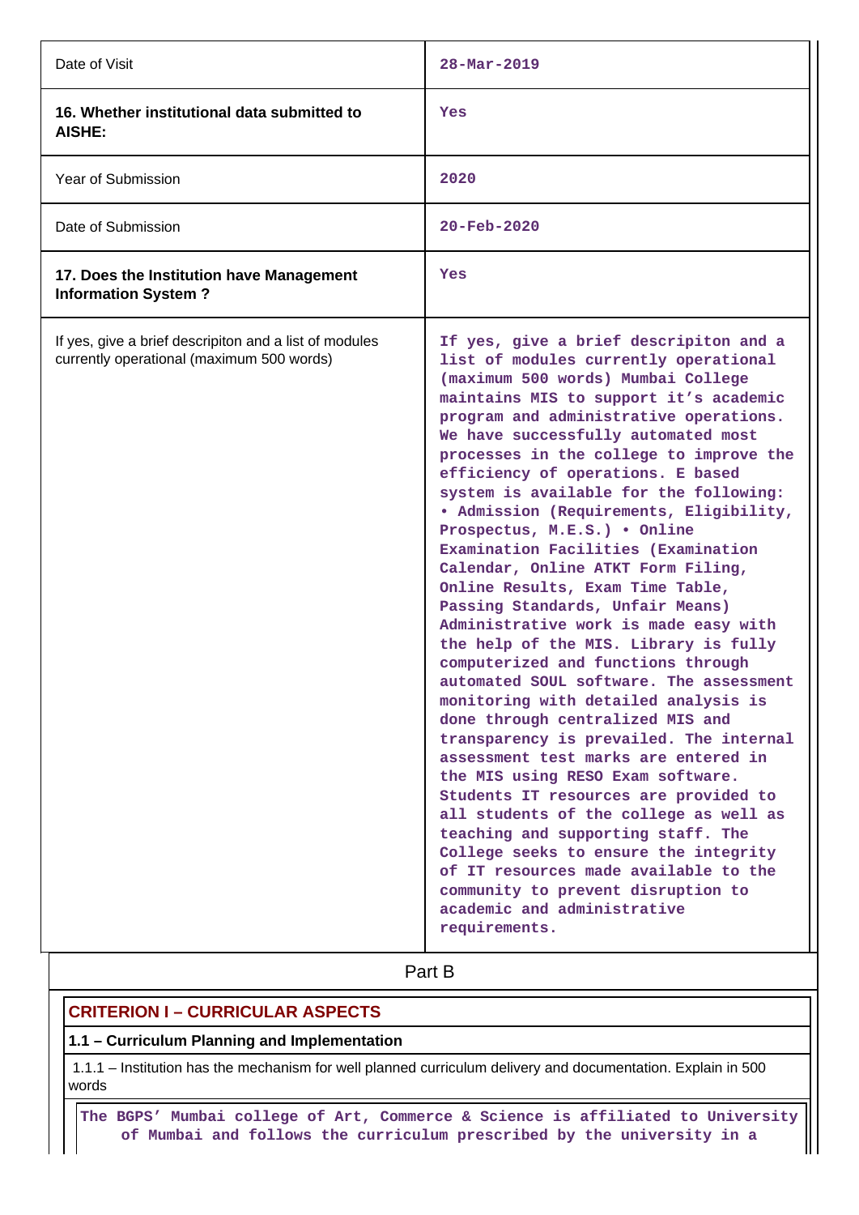| | |
|---|---|
| Date of Visit | 28-Mar-2019 |
| **16. Whether institutional data submitted to AISHE:** | Yes |
| Year of Submission | 2020 |
| Date of Submission | 20-Feb-2020 |
| **17. Does the Institution have Management Information System ?** | Yes |
| If yes, give a brief descripiton and a list of modules currently operational (maximum 500 words) | If yes, give a brief descripiton and a list of modules currently operational (maximum 500 words) Mumbai College maintains MIS to support it's academic program and administrative operations. We have successfully automated most processes in the college to improve the efficiency of operations. E based system is available for the following: • Admission (Requirements, Eligibility, Prospectus, M.E.S.) • Online Examination Facilities (Examination Calendar, Online ATKT Form Filing, Online Results, Exam Time Table, Passing Standards, Unfair Means) Administrative work is made easy with the help of the MIS. Library is fully computerized and functions through automated SOUL software. The assessment monitoring with detailed analysis is done through centralized MIS and transparency is prevailed. The internal assessment test marks are entered in the MIS using RESO Exam software. Students IT resources are provided to all students of the college as well as teaching and supporting staff. The College seeks to ensure the integrity of IT resources made available to the community to prevent disruption to academic and administrative requirements. |

# Part B

## CRITERION I – CURRICULAR ASPECTS

### 1.1 – Curriculum Planning and Implementation

1.1.1 – Institution has the mechanism for well planned curriculum delivery and documentation. Explain in 500 words

The BGPS' Mumbai college of Art, Commerce & Science is affiliated to University of Mumbai and follows the curriculum prescribed by the university in a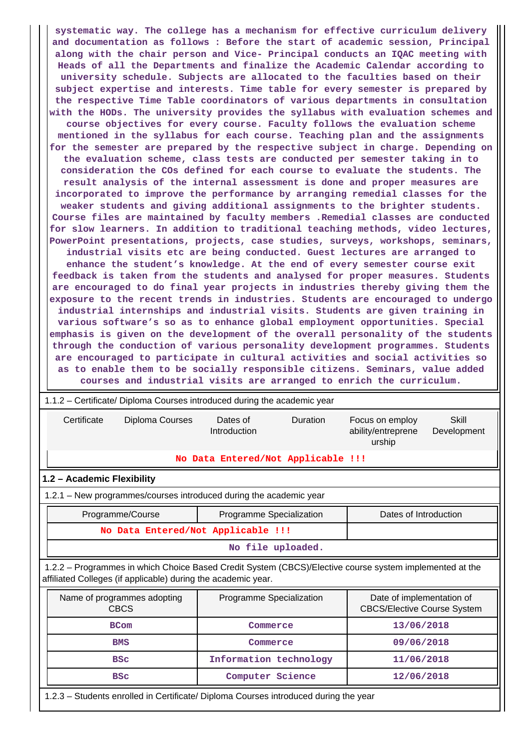systematic way. The college has a mechanism for effective curriculum delivery and documentation as follows : Before the start of academic session, Principal along with the chair person and Vice- Principal conducts an IQAC meeting with Heads of all the Departments and finalize the Academic Calendar according to university schedule. Subjects are allocated to the faculties based on their subject expertise and interests. Time table for every semester is prepared by the respective Time Table coordinators of various departments in consultation with the HODs. The university provides the syllabus with evaluation schemes and course objectives for every course. Faculty follows the evaluation scheme mentioned in the syllabus for each course. Teaching plan and the assignments for the semester are prepared by the respective subject in charge. Depending on the evaluation scheme, class tests are conducted per semester taking in to consideration the COs defined for each course to evaluate the students. The result analysis of the internal assessment is done and proper measures are incorporated to improve the performance by arranging remedial classes for the weaker students and giving additional assignments to the brighter students. Course files are maintained by faculty members .Remedial classes are conducted for slow learners. In addition to traditional teaching methods, video lectures, PowerPoint presentations, projects, case studies, surveys, workshops, seminars, industrial visits etc are being conducted. Guest lectures are arranged to enhance the student's knowledge. At the end of every semester course exit feedback is taken from the students and analysed for proper measures. Students are encouraged to do final year projects in industries thereby giving them the exposure to the recent trends in industries. Students are encouraged to undergo industrial internships and industrial visits. Students are given training in various software's so as to enhance global employment opportunities. Special emphasis is given on the development of the overall personality of the students through the conduction of various personality development programmes. Students are encouraged to participate in cultural activities and social activities so as to enable them to be socially responsible citizens. Seminars, value added courses and industrial visits are arranged to enrich the curriculum.

1.1.2 – Certificate/ Diploma Courses introduced during the academic year

| Certificate | Diploma Courses | Dates of Introduction | Duration | Focus on employ ability/entreprene urship | Skill Development |
|---|---|---|---|---|---|
| No Data Entered/Not Applicable !!! | | | | | |

## 1.2 – Academic Flexibility

1.2.1 – New programmes/courses introduced during the academic year

| Programme/Course | Programme Specialization | Dates of Introduction |
|---|---|---|
| No Data Entered/Not Applicable !!! | | |
| No file uploaded. | | |

1.2.2 – Programmes in which Choice Based Credit System (CBCS)/Elective course system implemented at the affiliated Colleges (if applicable) during the academic year.

| Name of programmes adopting CBCS | Programme Specialization | Date of implementation of CBCS/Elective Course System |
|---|---|---|
| BCom | Commerce | 13/06/2018 |
| BMS | Commerce | 09/06/2018 |
| BSc | Information technology | 11/06/2018 |
| BSc | Computer Science | 12/06/2018 |

1.2.3 – Students enrolled in Certificate/ Diploma Courses introduced during the year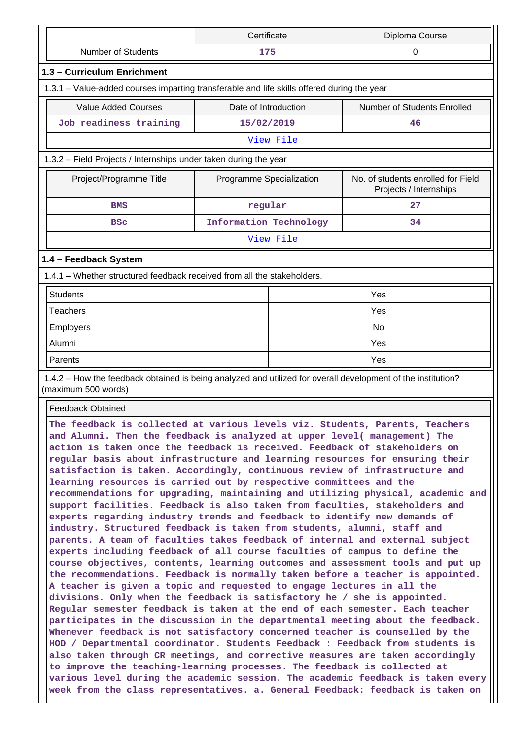| | Certificate | Diploma Course |
|---|---|---|
| Number of Students | **175** | 0 |

### 1.3 – Curriculum Enrichment

1.3.1 – Value-added courses imparting transferable and life skills offered during the year

| Value Added Courses | Date of Introduction | Number of Students Enrolled |
|---|---|---|
| **Job readiness training** | **15/02/2019** | **46** |

[View File]

1.3.2 – Field Projects / Internships under taken during the year

| Project/Programme Title | Programme Specialization | No. of students enrolled for Field Projects / Internships |
|---|---|---|
| **BMS** | **regular** | **27** |
| **BSc** | **Information Technology** | **34** |

[View File]

### 1.4 – Feedback System

1.4.1 – Whether structured feedback received from all the stakeholders.

| | |
|---|---|
| Students | Yes |
| Teachers | Yes |
| Employers | No |
| Alumni | Yes |
| Parents | Yes |

1.4.2 – How the feedback obtained is being analyzed and utilized for overall development of the institution? (maximum 500 words)

Feedback Obtained

**The feedback is collected at various levels viz. Students, Parents, Teachers and Alumni. Then the feedback is analyzed at upper level( management) The action is taken once the feedback is received. Feedback of stakeholders on regular basis about infrastructure and learning resources for ensuring their satisfaction is taken. Accordingly, continuous review of infrastructure and learning resources is carried out by respective committees and the recommendations for upgrading, maintaining and utilizing physical, academic and support facilities. Feedback is also taken from faculties, stakeholders and experts regarding industry trends and feedback to identify new demands of industry. Structured feedback is taken from students, alumni, staff and parents. A team of faculties takes feedback of internal and external subject experts including feedback of all course faculties of campus to define the course objectives, contents, learning outcomes and assessment tools and put up the recommendations. Feedback is normally taken before a teacher is appointed. A teacher is given a topic and requested to engage lectures in all the divisions. Only when the feedback is satisfactory he / she is appointed. Regular semester feedback is taken at the end of each semester. Each teacher participates in the discussion in the departmental meeting about the feedback. Whenever feedback is not satisfactory concerned teacher is counselled by the HOD / Departmental coordinator. Students Feedback : Feedback from students is also taken through CR meetings, and corrective measures are taken accordingly to improve the teaching-learning processes. The feedback is collected at various level during the academic session. The academic feedback is taken every week from the class representatives. a. General Feedback: feedback is taken on**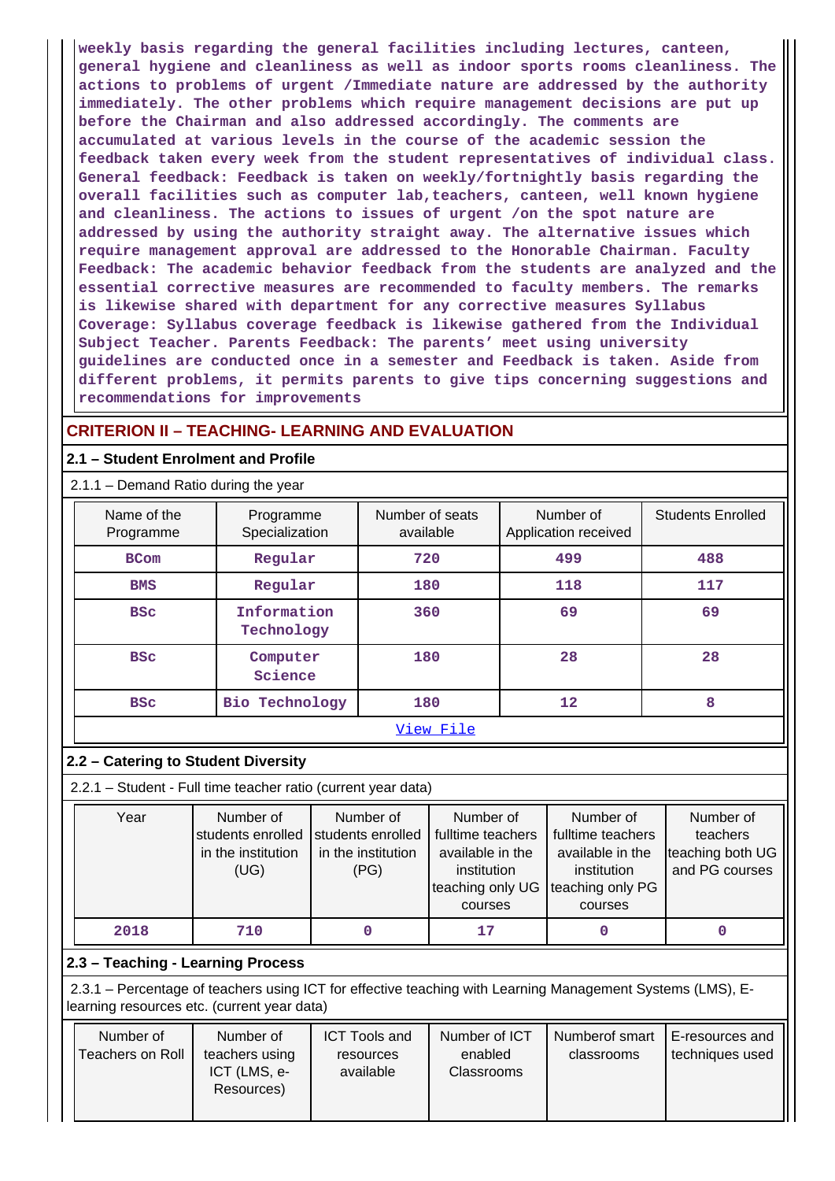**weekly basis regarding the general facilities including lectures, canteen, general hygiene and cleanliness as well as indoor sports rooms cleanliness. The actions to problems of urgent /Immediate nature are addressed by the authority immediately. The other problems which require management decisions are put up before the Chairman and also addressed accordingly. The comments are accumulated at various levels in the course of the academic session the feedback taken every week from the student representatives of individual class. General feedback: Feedback is taken on weekly/fortnightly basis regarding the overall facilities such as computer lab,teachers, canteen, well known hygiene and cleanliness. The actions to issues of urgent /on the spot nature are addressed by using the authority straight away. The alternative issues which require management approval are addressed to the Honorable Chairman. Faculty Feedback: The academic behavior feedback from the students are analyzed and the essential corrective measures are recommended to faculty members. The remarks is likewise shared with department for any corrective measures Syllabus Coverage: Syllabus coverage feedback is likewise gathered from the Individual Subject Teacher. Parents Feedback: The parents' meet using university guidelines are conducted once in a semester and Feedback is taken. Aside from different problems, it permits parents to give tips concerning suggestions and recommendations for improvements**

## CRITERION II – TEACHING- LEARNING AND EVALUATION

### 2.1 – Student Enrolment and Profile

2.1.1 – Demand Ratio during the year

| Name of the Programme | Programme Specialization | Number of seats available | Number of Application received | Students Enrolled |
|---|---|---|---|---|
| BCom | Regular | 720 | 499 | 488 |
| BMS | Regular | 180 | 118 | 117 |
| BSc | Information Technology | 360 | 69 | 69 |
| BSc | Computer Science | 180 | 28 | 28 |
| BSc | Bio Technology | 180 | 12 | 8 |

View File

### 2.2 – Catering to Student Diversity

2.2.1 – Student - Full time teacher ratio (current year data)

| Year | Number of students enrolled in the institution (UG) | Number of students enrolled in the institution (PG) | Number of fulltime teachers available in the institution teaching only UG courses | Number of fulltime teachers available in the institution teaching only PG courses | Number of teachers teaching both UG and PG courses |
|---|---|---|---|---|---|
| 2018 | 710 | 0 | 17 | 0 | 0 |

### 2.3 – Teaching - Learning Process

2.3.1 – Percentage of teachers using ICT for effective teaching with Learning Management Systems (LMS), E-learning resources etc. (current year data)

| Number of Teachers on Roll | Number of teachers using ICT (LMS, e-Resources) | ICT Tools and resources available | Number of ICT enabled Classrooms | Numberof smart classrooms | E-resources and techniques used |
|---|---|---|---|---|---|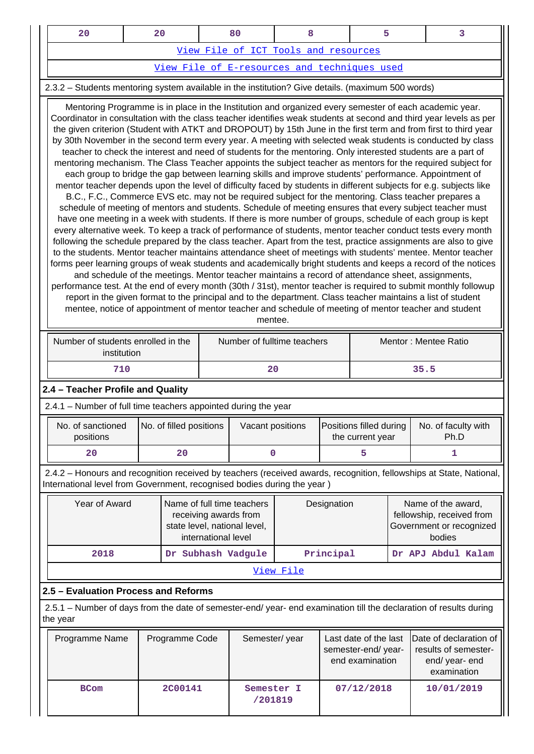| 20 | 20 | 80 | 8 | 5 | 3 |
|---|---|---|---|---|---|
| View File of ICT Tools and resources | | | | | |
| View File of E-resources and techniques used | | | | | |

2.3.2 – Students mentoring system available in the institution? Give details. (maximum 500 words)

Mentoring Programme is in place in the Institution and organized every semester of each academic year. Coordinator in consultation with the class teacher identifies weak students at second and third year levels as per the given criterion (Student with ATKT and DROPOUT) by 15th June in the first term and from first to third year by 30th November in the second term every year. A meeting with selected weak students is conducted by class teacher to check the interest and need of students for the mentoring. Only interested students are a part of mentoring mechanism. The Class Teacher appoints the subject teacher as mentors for the required subject for each group to bridge the gap between learning skills and improve students' performance. Appointment of mentor teacher depends upon the level of difficulty faced by students in different subjects for e.g. subjects like B.C., F.C., Commerce EVS etc. may not be required subject for the mentoring. Class teacher prepares a schedule of meeting of mentors and students. Schedule of meeting ensures that every subject teacher must have one meeting in a week with students. If there is more number of groups, schedule of each group is kept every alternative week. To keep a track of performance of students, mentor teacher conduct tests every month following the schedule prepared by the class teacher. Apart from the test, practice assignments are also to give to the students. Mentor teacher maintains attendance sheet of meetings with students' mentee. Mentor teacher forms peer learning groups of weak students and academically bright students and keeps a record of the notices and schedule of the meetings. Mentor teacher maintains a record of attendance sheet, assignments, performance test. At the end of every month (30th / 31st), mentor teacher is required to submit monthly followup report in the given format to the principal and to the department. Class teacher maintains a list of student mentee, notice of appointment of mentor teacher and schedule of meeting of mentor teacher and student mentee.

| Number of students enrolled in the institution | Number of fulltime teachers | Mentor : Mentee Ratio |
|---|---|---|
| 710 | 20 | 35.5 |

## 2.4 – Teacher Profile and Quality

2.4.1 – Number of full time teachers appointed during the year

| No. of sanctioned positions | No. of filled positions | Vacant positions | Positions filled during the current year | No. of faculty with Ph.D |
|---|---|---|---|---|
| 20 | 20 | 0 | 5 | 1 |

2.4.2 – Honours and recognition received by teachers (received awards, recognition, fellowships at State, National, International level from Government, recognised bodies during the year )

| Year of Award | Name of full time teachers receiving awards from state level, national level, international level | Designation | Name of the award, fellowship, received from Government or recognized bodies |
|---|---|---|---|
| 2018 | Dr Subhash Vadgule | Principal | Dr APJ Abdul Kalam |
| View File | | | |

## 2.5 – Evaluation Process and Reforms

2.5.1 – Number of days from the date of semester-end/ year- end examination till the declaration of results during the year

| Programme Name | Programme Code | Semester/ year | Last date of the last semester-end/ year- end examination | Date of declaration of results of semester- end/ year- end examination |
|---|---|---|---|---|
| BCom | 2C00141 | Semester I /201819 | 07/12/2018 | 10/01/2019 |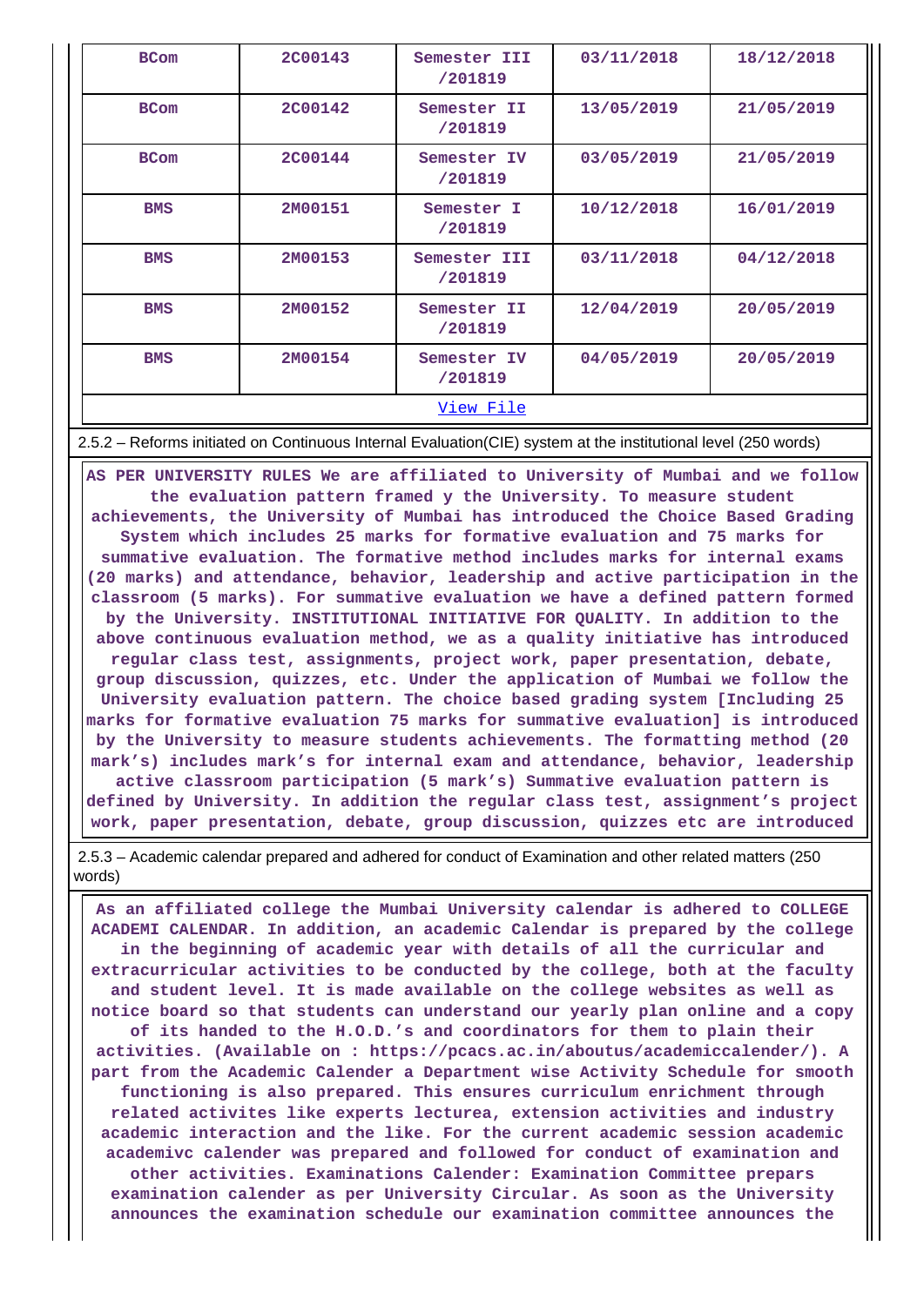| BCom | 2C00143 | Semester III /201819 | 03/11/2018 | 18/12/2018 |
|---|---|---|---|---|
| BCom | 2C00142 | Semester II /201819 | 13/05/2019 | 21/05/2019 |
| BCom | 2C00144 | Semester IV /201819 | 03/05/2019 | 21/05/2019 |
| BMS | 2M00151 | Semester I /201819 | 10/12/2018 | 16/01/2019 |
| BMS | 2M00153 | Semester III /201819 | 03/11/2018 | 04/12/2018 |
| BMS | 2M00152 | Semester II /201819 | 12/04/2019 | 20/05/2019 |
| BMS | 2M00154 | Semester IV /201819 | 04/05/2019 | 20/05/2019 |
| View File | | | | |

2.5.2 – Reforms initiated on Continuous Internal Evaluation(CIE) system at the institutional level (250 words)

AS PER UNIVERSITY RULES We are affiliated to University of Mumbai and we follow the evaluation pattern framed y the University. To measure student achievements, the University of Mumbai has introduced the Choice Based Grading System which includes 25 marks for formative evaluation and 75 marks for summative evaluation. The formative method includes marks for internal exams (20 marks) and attendance, behavior, leadership and active participation in the classroom (5 marks). For summative evaluation we have a defined pattern formed by the University. INSTITUTIONAL INITIATIVE FOR QUALITY. In addition to the above continuous evaluation method, we as a quality initiative has introduced regular class test, assignments, project work, paper presentation, debate, group discussion, quizzes, etc. Under the application of Mumbai we follow the University evaluation pattern. The choice based grading system [Including 25 marks for formative evaluation 75 marks for summative evaluation] is introduced by the University to measure students achievements. The formatting method (20 mark's) includes mark's for internal exam and attendance, behavior, leadership active classroom participation (5 mark's) Summative evaluation pattern is defined by University. In addition the regular class test, assignment's project work, paper presentation, debate, group discussion, quizzes etc are introduced

2.5.3 – Academic calendar prepared and adhered for conduct of Examination and other related matters (250 words)

As an affiliated college the Mumbai University calendar is adhered to COLLEGE ACADEMI CALENDAR. In addition, an academic Calendar is prepared by the college in the beginning of academic year with details of all the curricular and extracurricular activities to be conducted by the college, both at the faculty and student level. It is made available on the college websites as well as notice board so that students can understand our yearly plan online and a copy of its handed to the H.O.D.'s and coordinators for them to plain their activities. (Available on : https://pcacs.ac.in/aboutus/academiccalender/). A part from the Academic Calender a Department wise Activity Schedule for smooth functioning is also prepared. This ensures curriculum enrichment through related activites like experts lecturea, extension activities and industry academic interaction and the like. For the current academic session academic academivc calender was prepared and followed for conduct of examination and other activities. Examinations Calender: Examination Committee prepars examination calender as per University Circular. As soon as the University announces the examination schedule our examination committee announces the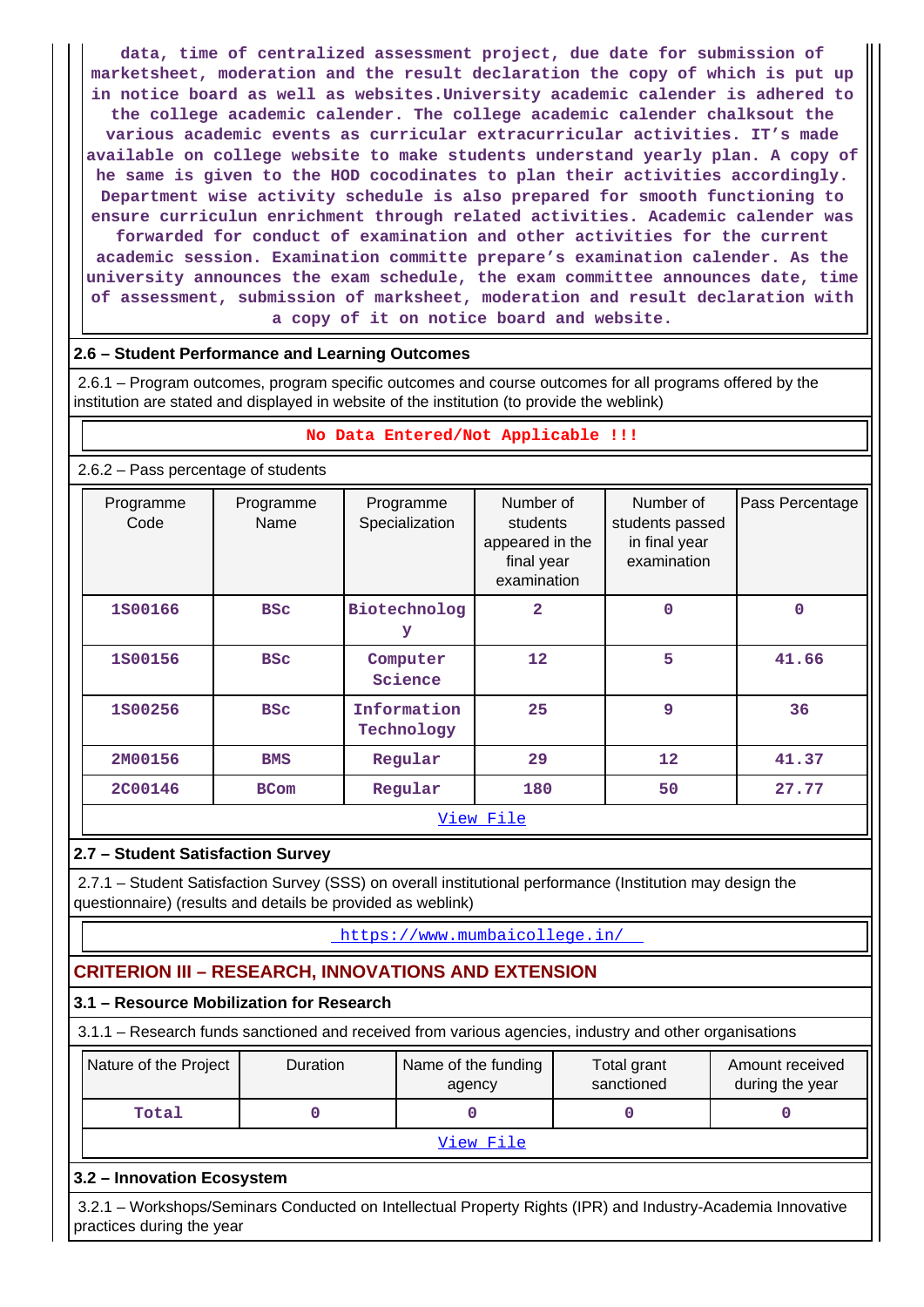data, time of centralized assessment project, due date for submission of marketsheet, moderation and the result declaration the copy of which is put up in notice board as well as websites.University academic calender is adhered to the college academic calender. The college academic calender chalksout the various academic events as curricular extracurricular activities. IT's made available on college website to make students understand yearly plan. A copy of he same is given to the HOD cocodinates to plan their activities accordingly. Department wise activity schedule is also prepared for smooth functioning to ensure curriculun enrichment through related activities. Academic calender was forwarded for conduct of examination and other activities for the current academic session. Examination committe prepare's examination calender. As the university announces the exam schedule, the exam committee announces date, time of assessment, submission of marksheet, moderation and result declaration with a copy of it on notice board and website.

## 2.6 – Student Performance and Learning Outcomes

2.6.1 – Program outcomes, program specific outcomes and course outcomes for all programs offered by the institution are stated and displayed in website of the institution (to provide the weblink)

No Data Entered/Not Applicable !!!

2.6.2 – Pass percentage of students

| Programme Code | Programme Name | Programme Specialization | Number of students appeared in the final year examination | Number of students passed in final year examination | Pass Percentage |
|---|---|---|---|---|---|
| 1S00166 | BSc | Biotechnology | 2 | 0 | 0 |
| 1S00156 | BSc | Computer Science | 12 | 5 | 41.66 |
| 1S00256 | BSc | Information Technology | 25 | 9 | 36 |
| 2M00156 | BMS | Regular | 29 | 12 | 41.37 |
| 2C00146 | BCom | Regular | 180 | 50 | 27.77 |

View File

## 2.7 – Student Satisfaction Survey

2.7.1 – Student Satisfaction Survey (SSS) on overall institutional performance (Institution may design the questionnaire) (results and details be provided as weblink)

https://www.mumbaicollege.in/

# CRITERION III – RESEARCH, INNOVATIONS AND EXTENSION

## 3.1 – Resource Mobilization for Research

3.1.1 – Research funds sanctioned and received from various agencies, industry and other organisations

| Nature of the Project | Duration | Name of the funding agency | Total grant sanctioned | Amount received during the year |
|---|---|---|---|---|
| Total | 0 | 0 | 0 | 0 |

View File

## 3.2 – Innovation Ecosystem

3.2.1 – Workshops/Seminars Conducted on Intellectual Property Rights (IPR) and Industry-Academia Innovative practices during the year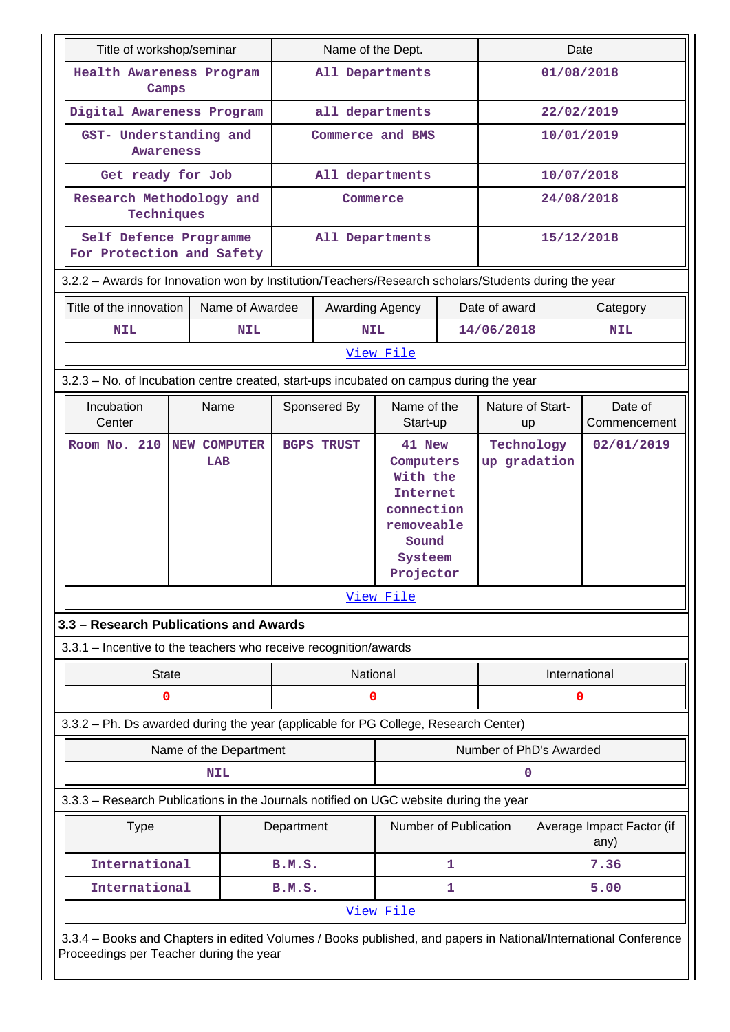| Title of workshop/seminar | Name of the Dept. | Date |
|---|---|---|
| Health Awareness Program Camps | All Departments | 01/08/2018 |
| Digital Awareness Program | all departments | 22/02/2019 |
| GST- Understanding and Awareness | Commerce and BMS | 10/01/2019 |
| Get ready for Job | All departments | 10/07/2018 |
| Research Methodology and Techniques | Commerce | 24/08/2018 |
| Self Defence Programme For Protection and Safety | All Departments | 15/12/2018 |

3.2.2 – Awards for Innovation won by Institution/Teachers/Research scholars/Students during the year

| Title of the innovation | Name of Awardee | Awarding Agency | Date of award | Category |
|---|---|---|---|---|
| NIL | NIL | NIL | 14/06/2018 | NIL |

View File

3.2.3 – No. of Incubation centre created, start-ups incubated on campus during the year

| Incubation Center | Name | Sponsered By | Name of the Start-up | Nature of Start-up | Date of Commencement |
|---|---|---|---|---|---|
| Room No. 210 | NEW COMPUTER LAB | BGPS TRUST | 41 New Computers With the Internet connection removeable Sound Systeem Projector | Technology up gradation | 02/01/2019 |

View File

### 3.3 – Research Publications and Awards

3.3.1 – Incentive to the teachers who receive recognition/awards

| State | National | International |
|---|---|---|
| 0 | 0 | 0 |

3.3.2 – Ph. Ds awarded during the year (applicable for PG College, Research Center)

| Name of the Department | Number of PhD's Awarded |
|---|---|
| NIL | 0 |

3.3.3 – Research Publications in the Journals notified on UGC website during the year

| Type | Department | Number of Publication | Average Impact Factor (if any) |
|---|---|---|---|
| International | B.M.S. | 1 | 7.36 |
| International | B.M.S. | 1 | 5.00 |

View File

3.3.4 – Books and Chapters in edited Volumes / Books published, and papers in National/International Conference Proceedings per Teacher during the year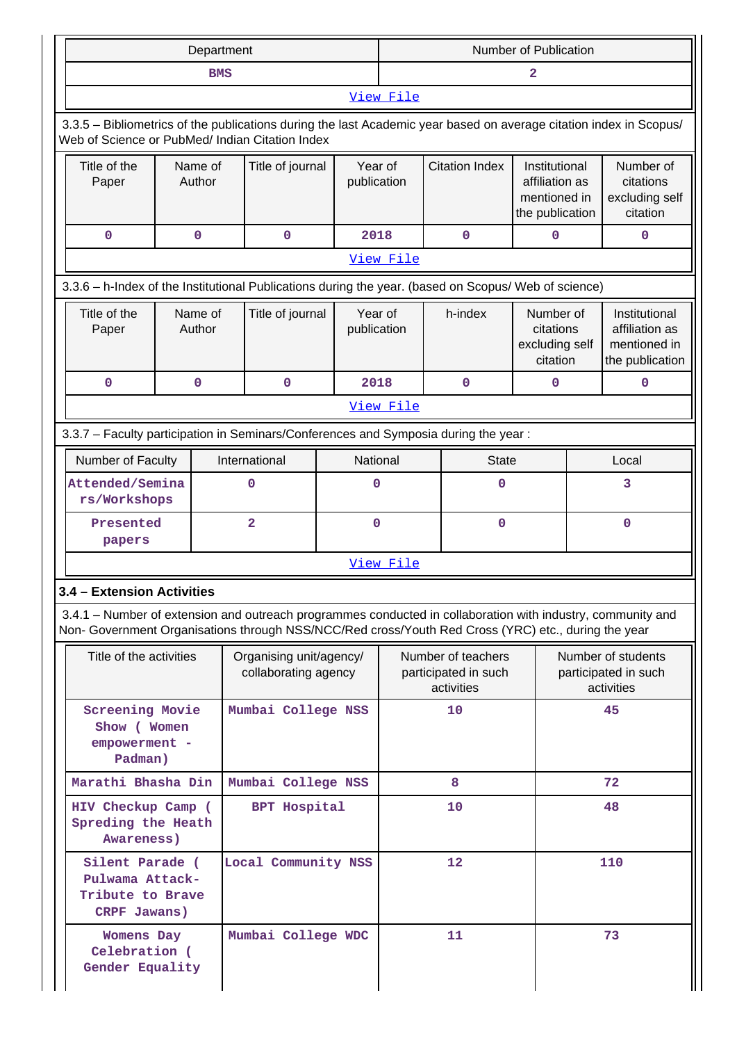| Department | Number of Publication |
|---|---|
| BMS | 2 |
| View File | |

3.3.5 – Bibliometrics of the publications during the last Academic year based on average citation index in Scopus/ Web of Science or PubMed/ Indian Citation Index

| Title of the Paper | Name of Author | Title of journal | Year of publication | Citation Index | Institutional affiliation as mentioned in the publication | Number of citations excluding self citation |
|---|---|---|---|---|---|---|
| 0 | 0 | 0 | 2018 | 0 | 0 | 0 |
| View File | | | | | | |

3.3.6 – h-Index of the Institutional Publications during the year. (based on Scopus/ Web of science)

| Title of the Paper | Name of Author | Title of journal | Year of publication | h-index | Number of citations excluding self citation | Institutional affiliation as mentioned in the publication |
|---|---|---|---|---|---|---|
| 0 | 0 | 0 | 2018 | 0 | 0 | 0 |
| View File | | | | | | |

3.3.7 – Faculty participation in Seminars/Conferences and Symposia during the year :

| Number of Faculty | International | National | State | Local |
|---|---|---|---|---|
| Attended/Seminars/Workshops | 0 | 0 | 0 | 3 |
| Presented papers | 2 | 0 | 0 | 0 |
| View File | | | | |

**3.4 – Extension Activities**

3.4.1 – Number of extension and outreach programmes conducted in collaboration with industry, community and Non- Government Organisations through NSS/NCC/Red cross/Youth Red Cross (YRC) etc., during the year

| Title of the activities | Organising unit/agency/ collaborating agency | Number of teachers participated in such activities | Number of students participated in such activities |
|---|---|---|---|
| Screening Movie Show ( Women empowerment - Padman) | Mumbai College NSS | 10 | 45 |
| Marathi Bhasha Din | Mumbai College NSS | 8 | 72 |
| HIV Checkup Camp ( Spreding the Heath Awareness) | BPT Hospital | 10 | 48 |
| Silent Parade ( Pulwama Attack- Tribute to Brave CRPF Jawans) | Local Community NSS | 12 | 110 |
| Womens Day Celebration ( Gender Equality | Mumbai College WDC | 11 | 73 |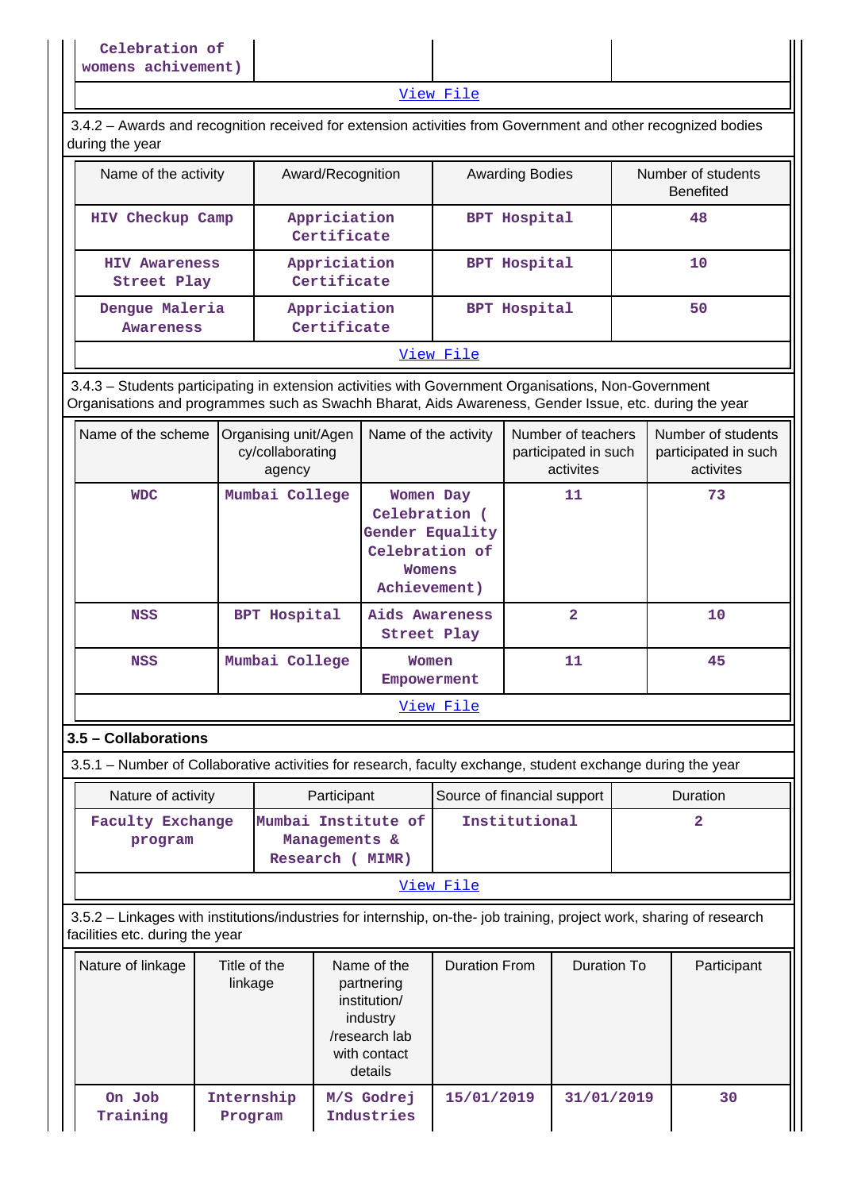| Celebration of womens achivement) | | | |
|---|---|---|---|

View File

3.4.2 – Awards and recognition received for extension activities from Government and other recognized bodies during the year

| Name of the activity | Award/Recognition | Awarding Bodies | Number of students Benefited |
|---|---|---|---|
| HIV Checkup Camp | Appriciation Certificate | BPT Hospital | 48 |
| HIV Awareness Street Play | Appriciation Certificate | BPT Hospital | 10 |
| Dengue Maleria Awareness | Appriciation Certificate | BPT Hospital | 50 |

View File

3.4.3 – Students participating in extension activities with Government Organisations, Non-Government Organisations and programmes such as Swachh Bharat, Aids Awareness, Gender Issue, etc. during the year

| Name of the scheme | Organising unit/Agency/collaborating agency | Name of the activity | Number of teachers participated in such activites | Number of students participated in such activites |
|---|---|---|---|---|
| WDC | Mumbai College | Women Day Celebration ( Gender Equality Celebration of Womens Achievement) | 11 | 73 |
| NSS | BPT Hospital | Aids Awareness Street Play | 2 | 10 |
| NSS | Mumbai College | Women Empowerment | 11 | 45 |

View File

### 3.5 – Collaborations

3.5.1 – Number of Collaborative activities for research, faculty exchange, student exchange during the year

| Nature of activity | Participant | Source of financial support | Duration |
|---|---|---|---|
| Faculty Exchange program | Mumbai Institute of Managements & Research ( MIMR) | Institutional | 2 |

View File

3.5.2 – Linkages with institutions/industries for internship, on-the- job training, project work, sharing of research facilities etc. during the year

| Nature of linkage | Title of the linkage | Name of the partnering institution/ industry /research lab with contact details | Duration From | Duration To | Participant |
|---|---|---|---|---|---|
| On Job Training | Internship Program | M/S Godrej Industries | 15/01/2019 | 31/01/2019 | 30 |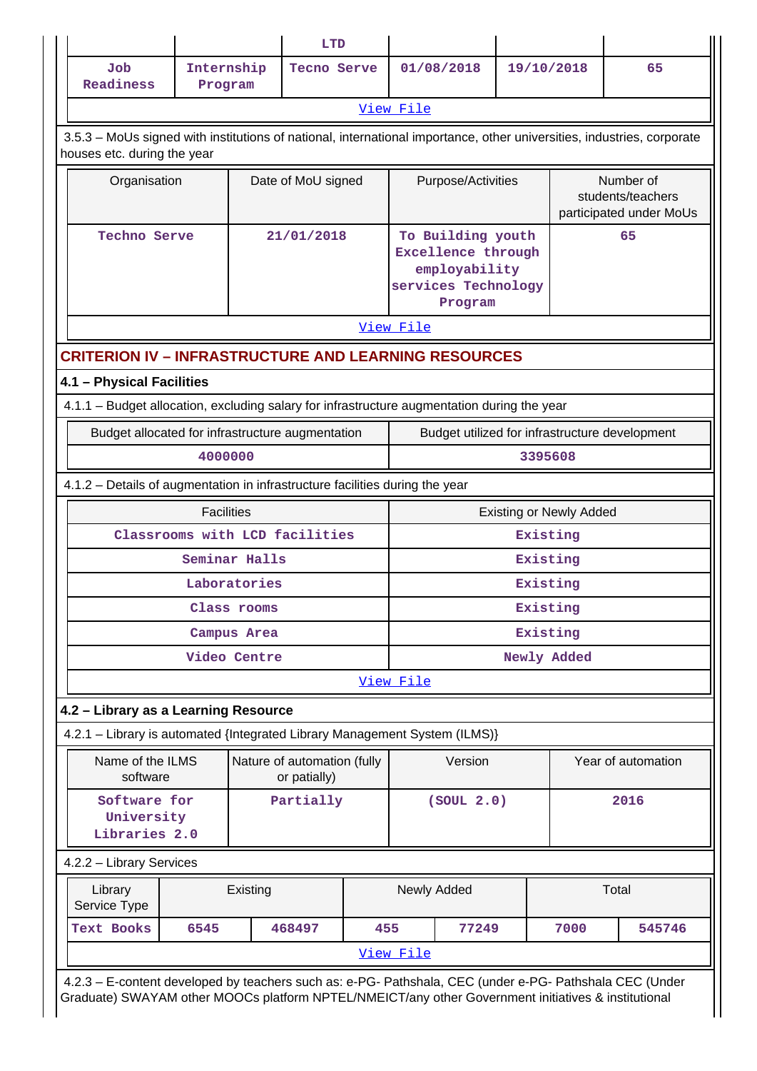| | | LTD | | | |
|---|---|---|---|---|---|
| Job Readiness | Internship Program | Tecno Serve | 01/08/2018 | 19/10/2018 | 65 |
| View File | | | | | |

3.5.3 – MoUs signed with institutions of national, international importance, other universities, industries, corporate houses etc. during the year

| Organisation | Date of MoU signed | Purpose/Activities | Number of students/teachers participated under MoUs |
|---|---|---|---|
| Techno Serve | 21/01/2018 | To Building youth Excellence through employability services Technology Program | 65 |
| View File | | | |

## CRITERION IV – INFRASTRUCTURE AND LEARNING RESOURCES

### 4.1 – Physical Facilities

4.1.1 – Budget allocation, excluding salary for infrastructure augmentation during the year

| Budget allocated for infrastructure augmentation | Budget utilized for infrastructure development |
|---|---|
| 4000000 | 3395608 |

4.1.2 – Details of augmentation in infrastructure facilities during the year

| Facilities | Existing or Newly Added |
|---|---|
| Classrooms with LCD facilities | Existing |
| Seminar Halls | Existing |
| Laboratories | Existing |
| Class rooms | Existing |
| Campus Area | Existing |
| Video Centre | Newly Added |
| View File | |

### 4.2 – Library as a Learning Resource

4.2.1 – Library is automated {Integrated Library Management System (ILMS)}

| Name of the ILMS software | Nature of automation (fully or patially) | Version | Year of automation |
|---|---|---|---|
| Software for University Libraries 2.0 | Partially | (SOUL 2.0) | 2016 |

4.2.2 – Library Services

| Library Service Type | Existing | | Newly Added | | Total | |
|---|---|---|---|---|---|---|
| Text Books | 6545 | 468497 | 455 | 77249 | 7000 | 545746 |
| View File | | | | | | |

4.2.3 – E-content developed by teachers such as: e-PG- Pathshala, CEC (under e-PG- Pathshala CEC (Under Graduate) SWAYAM other MOOCs platform NPTEL/NMEICT/any other Government initiatives & institutional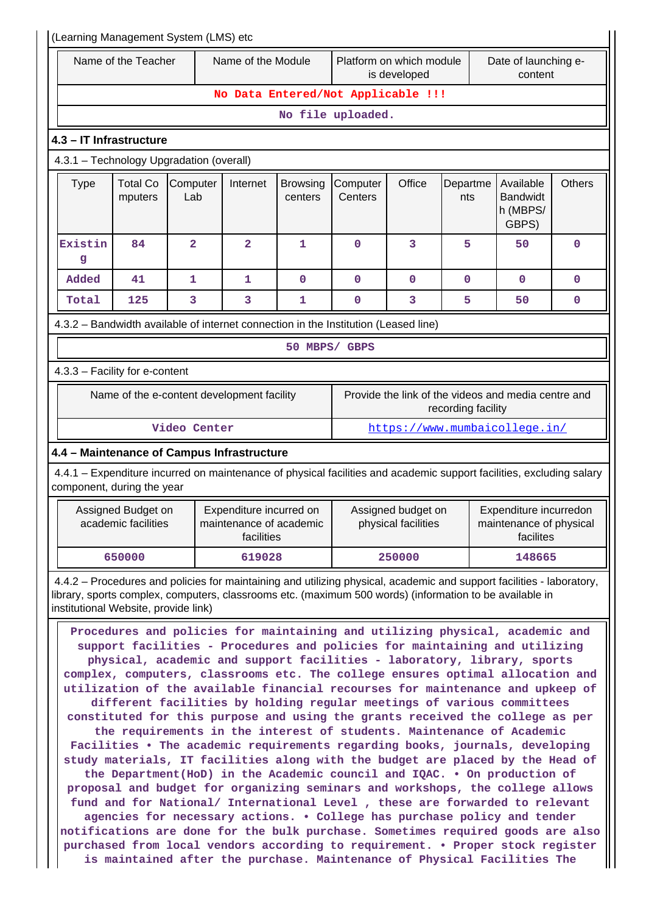(Learning Management System (LMS) etc

| Name of the Teacher | Name of the Module | Platform on which module is developed | Date of launching e-content |
|---|---|---|---|
| No Data Entered/Not Applicable !!! | | | |
| No file uploaded. | | | |

**4.3 – IT Infrastructure**

4.3.1 – Technology Upgradation (overall)

| Type | Total Computers | Computer Lab | Internet | Browsing centers | Computer Centers | Office | Departments | Available Bandwidth (MBPS/ GBPS) | Others |
|---|---|---|---|---|---|---|---|---|---|
| Existing | 84 | 2 | 2 | 1 | 0 | 3 | 5 | 50 | 0 |
| Added | 41 | 1 | 1 | 0 | 0 | 0 | 0 | 0 | 0 |
| Total | 125 | 3 | 3 | 1 | 0 | 3 | 5 | 50 | 0 |

4.3.2 – Bandwidth available of internet connection in the Institution (Leased line)

50 MBPS/ GBPS

4.3.3 – Facility for e-content

| Name of the e-content development facility | Provide the link of the videos and media centre and recording facility |
|---|---|
| Video Center | https://www.mumbaicollege.in/ |

**4.4 – Maintenance of Campus Infrastructure**

4.4.1 – Expenditure incurred on maintenance of physical facilities and academic support facilities, excluding salary component, during the year

| Assigned Budget on academic facilities | Expenditure incurred on maintenance of academic facilities | Assigned budget on physical facilities | Expenditure incurredon maintenance of physical facilites |
|---|---|---|---|
| 650000 | 619028 | 250000 | 148665 |

4.4.2 – Procedures and policies for maintaining and utilizing physical, academic and support facilities - laboratory, library, sports complex, computers, classrooms etc. (maximum 500 words) (information to be available in institutional Website, provide link)

Procedures and policies for maintaining and utilizing physical, academic and support facilities - Procedures and policies for maintaining and utilizing physical, academic and support facilities - laboratory, library, sports complex, computers, classrooms etc. The college ensures optimal allocation and utilization of the available financial recourses for maintenance and upkeep of different facilities by holding regular meetings of various committees constituted for this purpose and using the grants received the college as per the requirements in the interest of students. Maintenance of Academic Facilities • The academic requirements regarding books, journals, developing study materials, IT facilities along with the budget are placed by the Head of the Department(HoD) in the Academic council and IQAC. • On production of proposal and budget for organizing seminars and workshops, the college allows fund and for National/ International Level , these are forwarded to relevant agencies for necessary actions. • College has purchase policy and tender notifications are done for the bulk purchase. Sometimes required goods are also purchased from local vendors according to requirement. • Proper stock register is maintained after the purchase. Maintenance of Physical Facilities The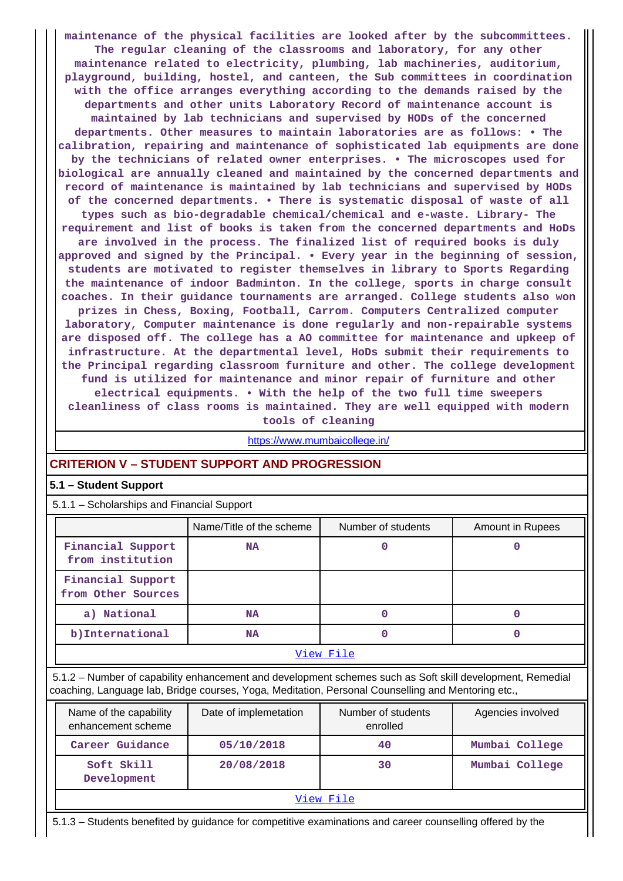maintenance of the physical facilities are looked after by the subcommittees. The regular cleaning of the classrooms and laboratory, for any other maintenance related to electricity, plumbing, lab machineries, auditorium, playground, building, hostel, and canteen, the Sub committees in coordination with the office arranges everything according to the demands raised by the departments and other units Laboratory Record of maintenance account is maintained by lab technicians and supervised by HODs of the concerned departments. Other measures to maintain laboratories are as follows: • The calibration, repairing and maintenance of sophisticated lab equipments are done by the technicians of related owner enterprises. • The microscopes used for biological are annually cleaned and maintained by the concerned departments and record of maintenance is maintained by lab technicians and supervised by HODs of the concerned departments. • There is systematic disposal of waste of all types such as bio-degradable chemical/chemical and e-waste. Library- The requirement and list of books is taken from the concerned departments and HoDs are involved in the process. The finalized list of required books is duly approved and signed by the Principal. • Every year in the beginning of session, students are motivated to register themselves in library to Sports Regarding the maintenance of indoor Badminton. In the college, sports in charge consult coaches. In their guidance tournaments are arranged. College students also won prizes in Chess, Boxing, Football, Carrom. Computers Centralized computer laboratory, Computer maintenance is done regularly and non-repairable systems are disposed off. The college has a AO committee for maintenance and upkeep of infrastructure. At the departmental level, HoDs submit their requirements to the Principal regarding classroom furniture and other. The college development fund is utilized for maintenance and minor repair of furniture and other electrical equipments. • With the help of the two full time sweepers cleanliness of class rooms is maintained. They are well equipped with modern tools of cleaning

https://www.mumbaicollege.in/

## CRITERION V – STUDENT SUPPORT AND PROGRESSION

### 5.1 – Student Support

5.1.1 – Scholarships and Financial Support

| | Name/Title of the scheme | Number of students | Amount in Rupees |
|---|---|---|---|
| Financial Support from institution | NA | 0 | 0 |
| Financial Support from Other Sources | | | |
| a) National | NA | 0 | 0 |
| b)International | NA | 0 | 0 |

View File

5.1.2 – Number of capability enhancement and development schemes such as Soft skill development, Remedial coaching, Language lab, Bridge courses, Yoga, Meditation, Personal Counselling and Mentoring etc.,

| Name of the capability enhancement scheme | Date of implemetation | Number of students enrolled | Agencies involved |
|---|---|---|---|
| Career Guidance | 05/10/2018 | 40 | Mumbai College |
| Soft Skill Development | 20/08/2018 | 30 | Mumbai College |

View File

5.1.3 – Students benefited by guidance for competitive examinations and career counselling offered by the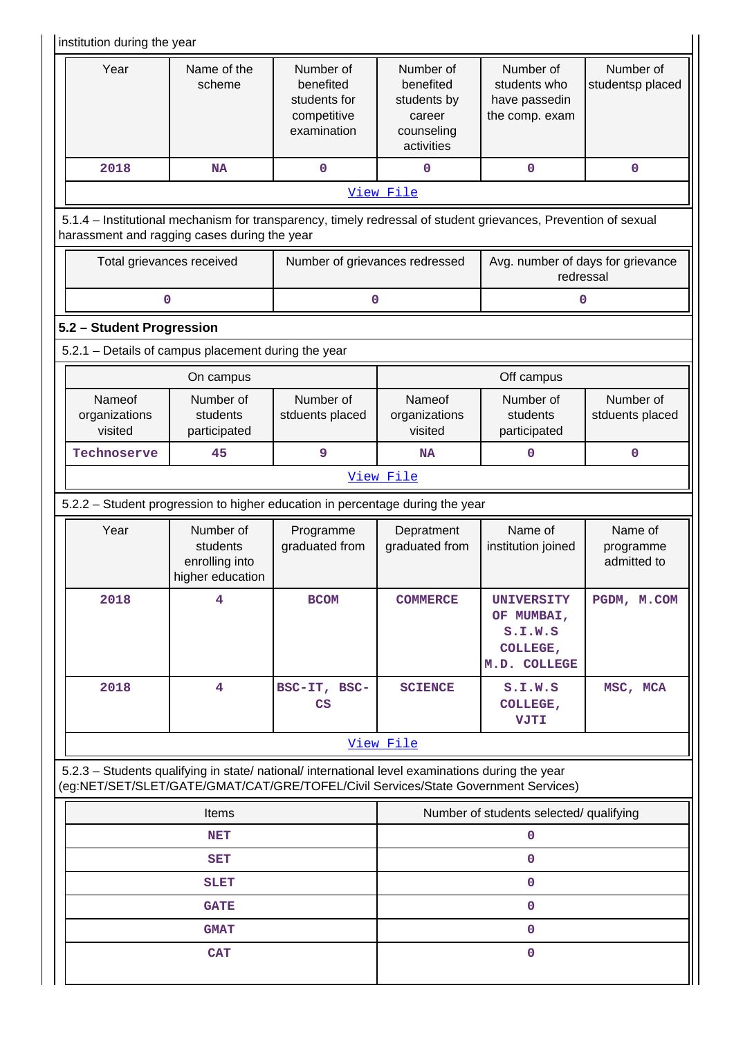institution during the year

| Year | Name of the scheme | Number of benefited students for competitive examination | Number of benefited students by career counseling activities | Number of students who have passedin the comp. exam | Number of studentsp placed |
|---|---|---|---|---|---|
| 2018 | NA | 0 | 0 | 0 | 0 |
| View File | | | | | |

5.1.4 – Institutional mechanism for transparency, timely redressal of student grievances, Prevention of sexual harassment and ragging cases during the year

| Total grievances received | Number of grievances redressed | Avg. number of days for grievance redressal |
|---|---|---|
| 0 | 0 | 0 |

**5.2 – Student Progression**

5.2.1 – Details of campus placement during the year

| On campus | | | Off campus | | |
|---|---|---|---|---|---|
| Nameof organizations visited | Number of students participated | Number of stduents placed | Nameof organizations visited | Number of students participated | Number of stduents placed |
| Technoserve | 45 | 9 | NA | 0 | 0 |
| View File | | | | | |

5.2.2 – Student progression to higher education in percentage during the year

| Year | Number of students enrolling into higher education | Programme graduated from | Depratment graduated from | Name of institution joined | Name of programme admitted to |
|---|---|---|---|---|---|
| 2018 | 4 | BCOM | COMMERCE | UNIVERSITY OF MUMBAI, S.I.W.S COLLEGE, M.D. COLLEGE | PGDM, M.COM |
| 2018 | 4 | BSC-IT, BSC-CS | SCIENCE | S.I.W.S COLLEGE, VJTI | MSC, MCA |
| View File | | | | | |

5.2.3 – Students qualifying in state/ national/ international level examinations during the year (eg:NET/SET/SLET/GATE/GMAT/CAT/GRE/TOFEL/Civil Services/State Government Services)

| Items | Number of students selected/ qualifying |
|---|---|
| NET | 0 |
| SET | 0 |
| SLET | 0 |
| GATE | 0 |
| GMAT | 0 |
| CAT | 0 |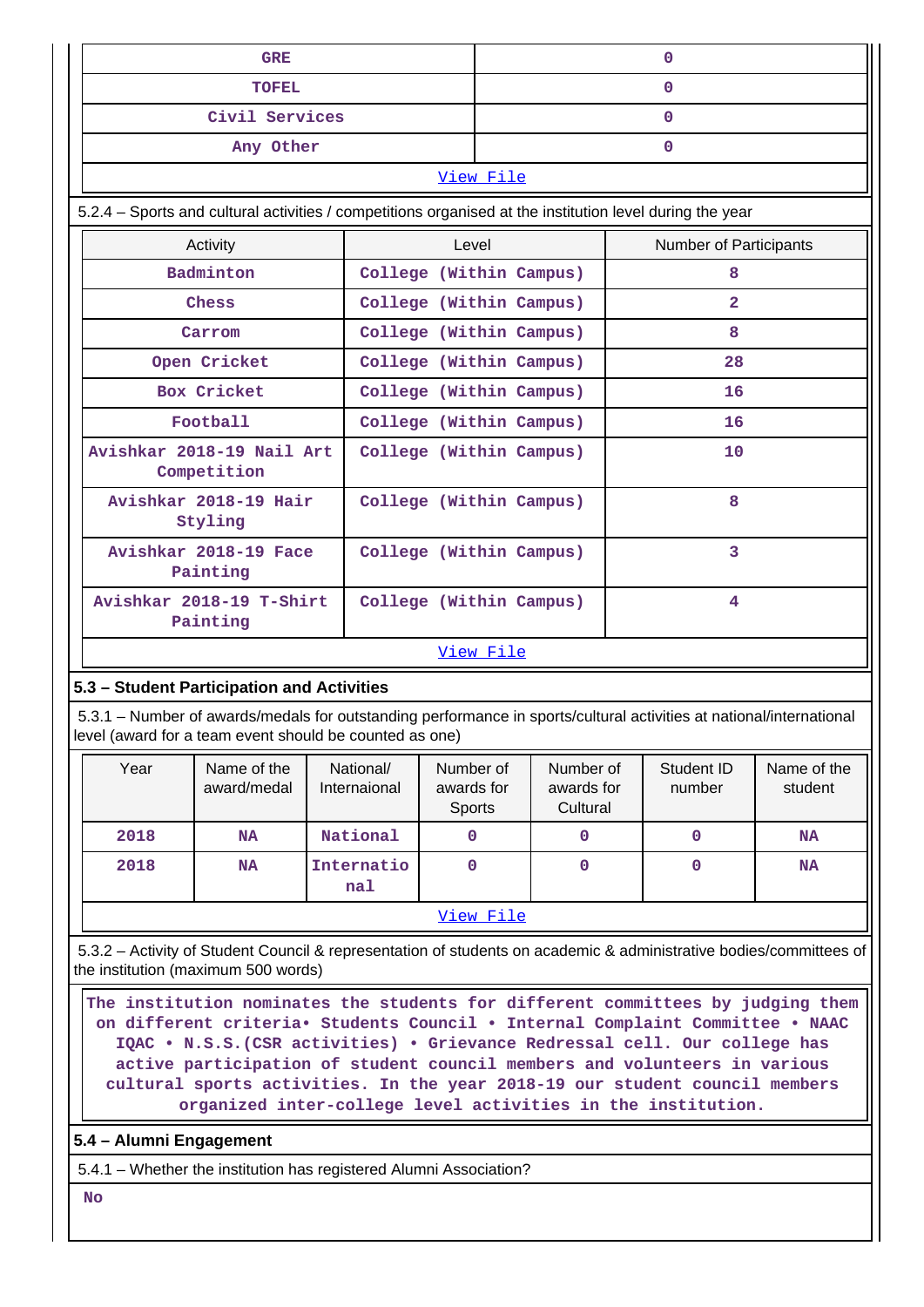| GRE | 0 |
|---|---|
| TOFEL | 0 |
| Civil Services | 0 |
| Any Other | 0 |

View File

5.2.4 – Sports and cultural activities / competitions organised at the institution level during the year

| Activity | Level | Number of Participants |
|---|---|---|
| Badminton | College (Within Campus) | 8 |
| Chess | College (Within Campus) | 2 |
| Carrom | College (Within Campus) | 8 |
| Open Cricket | College (Within Campus) | 28 |
| Box Cricket | College (Within Campus) | 16 |
| Football | College (Within Campus) | 16 |
| Avishkar 2018-19 Nail Art Competition | College (Within Campus) | 10 |
| Avishkar 2018-19 Hair Styling | College (Within Campus) | 8 |
| Avishkar 2018-19 Face Painting | College (Within Campus) | 3 |
| Avishkar 2018-19 T-Shirt Painting | College (Within Campus) | 4 |

View File

## 5.3 – Student Participation and Activities

5.3.1 – Number of awards/medals for outstanding performance in sports/cultural activities at national/international level (award for a team event should be counted as one)

| Year | Name of the award/medal | National/ Internaional | Number of awards for Sports | Number of awards for Cultural | Student ID number | Name of the student |
|---|---|---|---|---|---|---|
| 2018 | NA | National | 0 | 0 | 0 | NA |
| 2018 | NA | International | 0 | 0 | 0 | NA |

View File

5.3.2 – Activity of Student Council & representation of students on academic & administrative bodies/committees of the institution (maximum 500 words)

The institution nominates the students for different committees by judging them on different criteria• Students Council • Internal Complaint Committee • NAAC IQAC • N.S.S.(CSR activities) • Grievance Redressal cell. Our college has active participation of student council members and volunteers in various cultural sports activities. In the year 2018-19 our student council members organized inter-college level activities in the institution.

## 5.4 – Alumni Engagement

5.4.1 – Whether the institution has registered Alumni Association?

No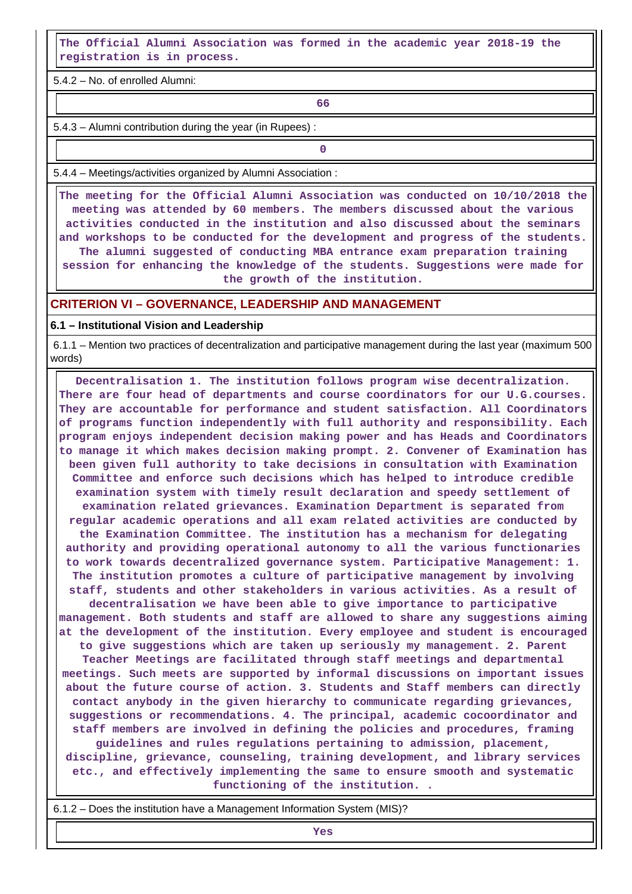The Official Alumni Association was formed in the academic year 2018-19 the registration is in process.

5.4.2 – No. of enrolled Alumni:

66

5.4.3 – Alumni contribution during the year (in Rupees) :

0

5.4.4 – Meetings/activities organized by Alumni Association :

The meeting for the Official Alumni Association was conducted on 10/10/2018 the meeting was attended by 60 members. The members discussed about the various activities conducted in the institution and also discussed about the seminars and workshops to be conducted for the development and progress of the students. The alumni suggested of conducting MBA entrance exam preparation training session for enhancing the knowledge of the students. Suggestions were made for the growth of the institution.

## CRITERION VI – GOVERNANCE, LEADERSHIP AND MANAGEMENT

### 6.1 – Institutional Vision and Leadership

6.1.1 – Mention two practices of decentralization and participative management during the last year (maximum 500 words)

Decentralisation 1. The institution follows program wise decentralization. There are four head of departments and course coordinators for our U.G.courses. They are accountable for performance and student satisfaction. All Coordinators of programs function independently with full authority and responsibility. Each program enjoys independent decision making power and has Heads and Coordinators to manage it which makes decision making prompt. 2. Convener of Examination has been given full authority to take decisions in consultation with Examination Committee and enforce such decisions which has helped to introduce credible examination system with timely result declaration and speedy settlement of examination related grievances. Examination Department is separated from regular academic operations and all exam related activities are conducted by the Examination Committee. The institution has a mechanism for delegating authority and providing operational autonomy to all the various functionaries to work towards decentralized governance system. Participative Management: 1. The institution promotes a culture of participative management by involving staff, students and other stakeholders in various activities. As a result of decentralisation we have been able to give importance to participative management. Both students and staff are allowed to share any suggestions aiming at the development of the institution. Every employee and student is encouraged to give suggestions which are taken up seriously my management. 2. Parent Teacher Meetings are facilitated through staff meetings and departmental meetings. Such meets are supported by informal discussions on important issues about the future course of action. 3. Students and Staff members can directly contact anybody in the given hierarchy to communicate regarding grievances, suggestions or recommendations. 4. The principal, academic cocoordinator and staff members are involved in defining the policies and procedures, framing guidelines and rules regulations pertaining to admission, placement, discipline, grievance, counseling, training development, and library services etc., and effectively implementing the same to ensure smooth and systematic functioning of the institution. .

6.1.2 – Does the institution have a Management Information System (MIS)?

Yes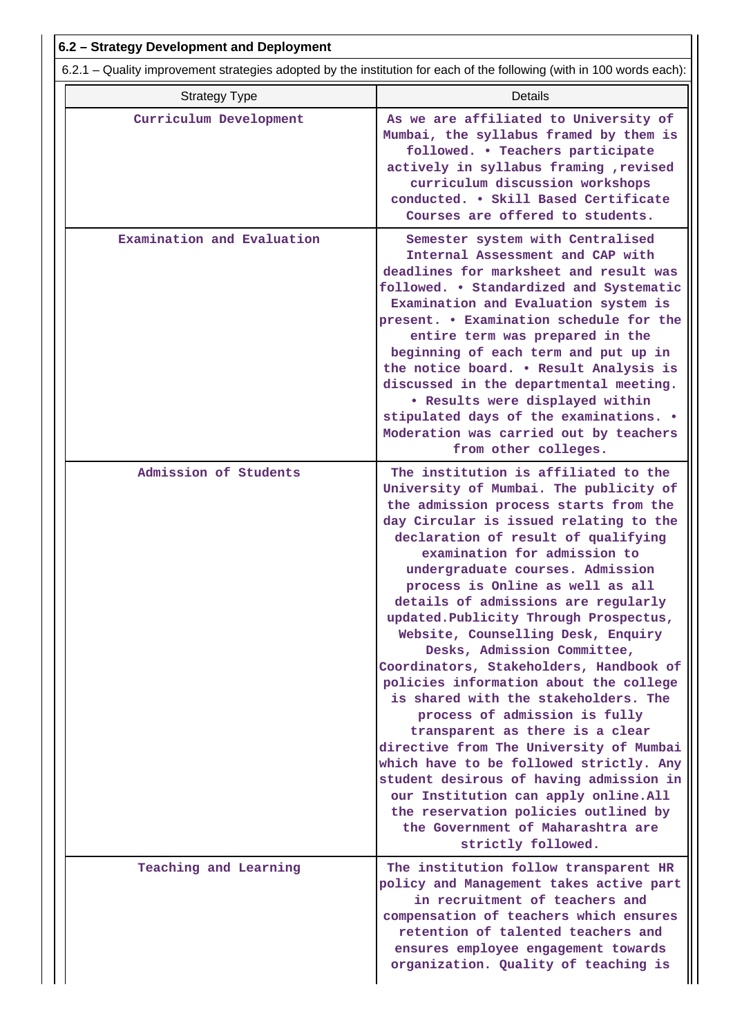**6.2 – Strategy Development and Deployment**

6.2.1 – Quality improvement strategies adopted by the institution for each of the following (with in 100 words each):

| Strategy Type | Details |
|---|---|
| Curriculum Development | As we are affiliated to University of Mumbai, the syllabus framed by them is followed. • Teachers participate actively in syllabus framing ,revised curriculum discussion workshops conducted. • Skill Based Certificate Courses are offered to students. |
| Examination and Evaluation | Semester system with Centralised Internal Assessment and CAP with deadlines for marksheet and result was followed. • Standardized and Systematic Examination and Evaluation system is present. • Examination schedule for the entire term was prepared in the beginning of each term and put up in the notice board. • Result Analysis is discussed in the departmental meeting. • Results were displayed within stipulated days of the examinations. • Moderation was carried out by teachers from other colleges. |
| Admission of Students | The institution is affiliated to the University of Mumbai. The publicity of the admission process starts from the day Circular is issued relating to the declaration of result of qualifying examination for admission to undergraduate courses. Admission process is Online as well as all details of admissions are regularly updated.Publicity Through Prospectus, Website, Counselling Desk, Enquiry Desks, Admission Committee, Coordinators, Stakeholders, Handbook of policies information about the college is shared with the stakeholders. The process of admission is fully transparent as there is a clear directive from The University of Mumbai which have to be followed strictly. Any student desirous of having admission in our Institution can apply online.All the reservation policies outlined by the Government of Maharashtra are strictly followed. |
| Teaching and Learning | The institution follow transparent HR policy and Management takes active part in recruitment of teachers and compensation of teachers which ensures retention of talented teachers and ensures employee engagement towards organization. Quality of teaching is |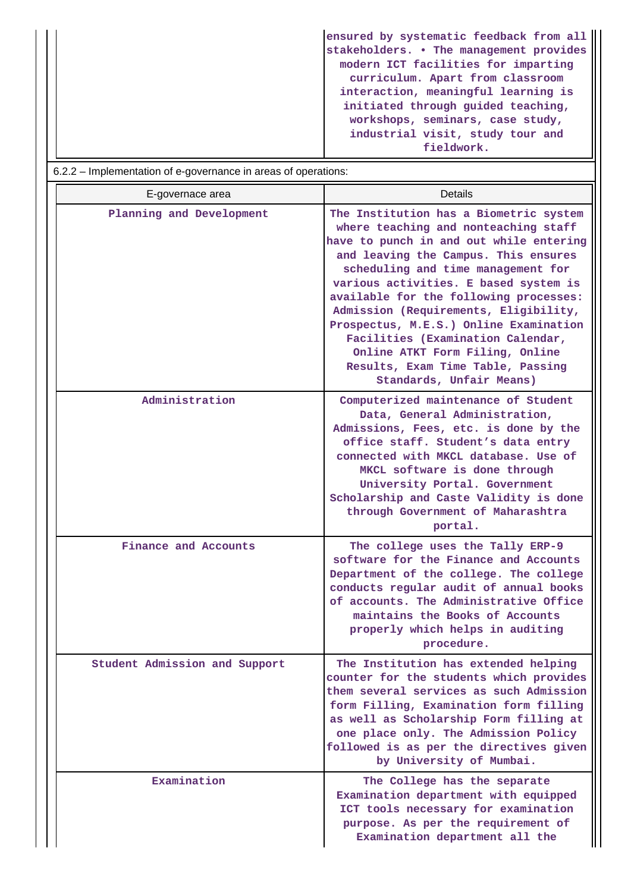| | |
|---|---|
| | ensured by systematic feedback from all stakeholders. • The management provides modern ICT facilities for imparting curriculum. Apart from classroom interaction, meaningful learning is initiated through guided teaching, workshops, seminars, case study, industrial visit, study tour and fieldwork. |

6.2.2 – Implementation of e-governance in areas of operations:

| E-governace area | Details |
|---|---|
| Planning and Development | The Institution has a Biometric system where teaching and nonteaching staff have to punch in and out while entering and leaving the Campus. This ensures scheduling and time management for various activities. E based system is available for the following processes: Admission (Requirements, Eligibility, Prospectus, M.E.S.) Online Examination Facilities (Examination Calendar, Online ATKT Form Filing, Online Results, Exam Time Table, Passing Standards, Unfair Means) |
| Administration | Computerized maintenance of Student Data, General Administration, Admissions, Fees, etc. is done by the office staff. Student's data entry connected with MKCL database. Use of MKCL software is done through University Portal. Government Scholarship and Caste Validity is done through Government of Maharashtra portal. |
| Finance and Accounts | The college uses the Tally ERP-9 software for the Finance and Accounts Department of the college. The college conducts regular audit of annual books of accounts. The Administrative Office maintains the Books of Accounts properly which helps in auditing procedure. |
| Student Admission and Support | The Institution has extended helping counter for the students which provides them several services as such Admission form Filling, Examination form filling as well as Scholarship Form filling at one place only. The Admission Policy followed is as per the directives given by University of Mumbai. |
| Examination | The College has the separate Examination department with equipped ICT tools necessary for examination purpose. As per the requirement of Examination department all the |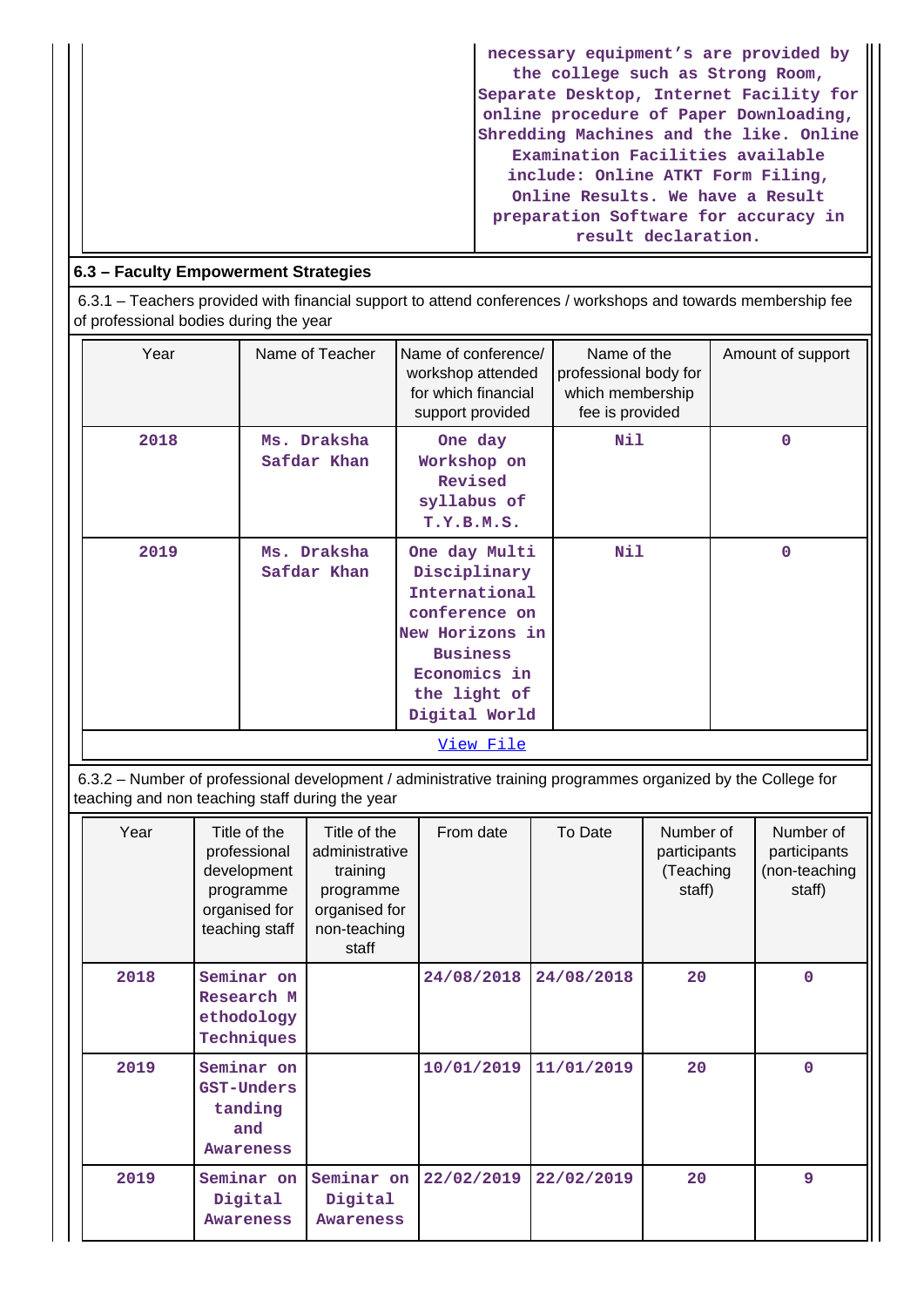| | necessary equipment's are provided by the college such as Strong Room, Separate Desktop, Internet Facility for online procedure of Paper Downloading, Shredding Machines and the like. Online Examination Facilities available include: Online ATKT Form Filing, Online Results. We have a Result preparation Software for accuracy in result declaration. |
|---|---|

## 6.3 – Faculty Empowerment Strategies

6.3.1 – Teachers provided with financial support to attend conferences / workshops and towards membership fee of professional bodies during the year

| Year | Name of Teacher | Name of conference/ workshop attended for which financial support provided | Name of the professional body for which membership fee is provided | Amount of support |
|---|---|---|---|---|
| 2018 | Ms. Draksha Safdar Khan | One day Workshop on Revised syllabus of T.Y.B.M.S. | Nil | 0 |
| 2019 | Ms. Draksha Safdar Khan | One day Multi Disciplinary International conference on New Horizons in Business Economics in the light of Digital World | Nil | 0 |

View File

6.3.2 – Number of professional development / administrative training programmes organized by the College for teaching and non teaching staff during the year

| Year | Title of the professional development programme organised for teaching staff | Title of the administrative training programme organised for non-teaching staff | From date | To Date | Number of participants (Teaching staff) | Number of participants (non-teaching staff) |
|---|---|---|---|---|---|---|
| 2018 | Seminar on Research Methodology Techniques | | 24/08/2018 | 24/08/2018 | 20 | 0 |
| 2019 | Seminar on GST-Understanding and Awareness | | 10/01/2019 | 11/01/2019 | 20 | 0 |
| 2019 | Seminar on Digital Awareness | Seminar on Digital Awareness | 22/02/2019 | 22/02/2019 | 20 | 9 |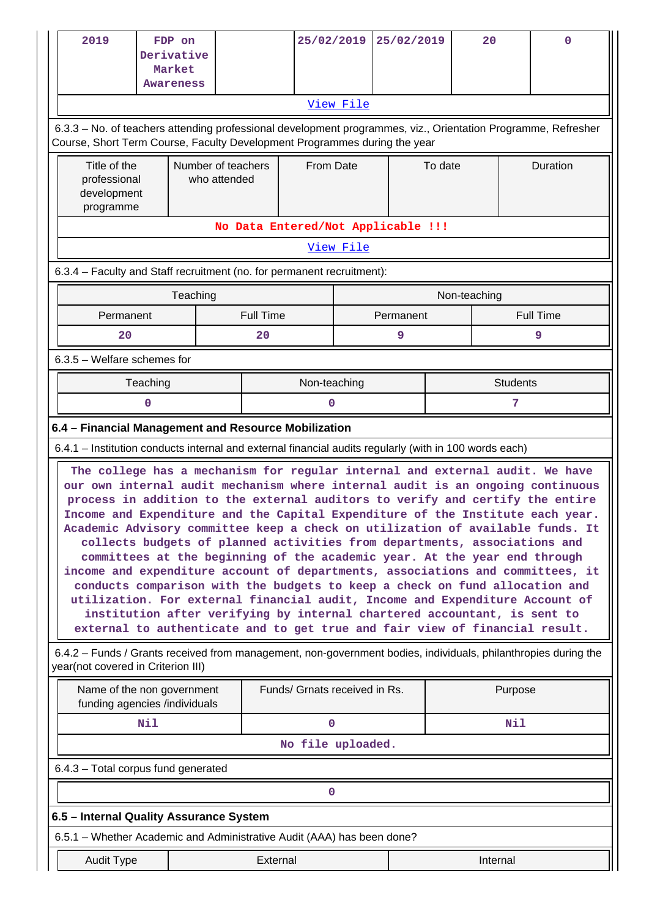| 2019 | FDP on Derivative Market Awareness | | 25/02/2019 | 25/02/2019 | 20 | 0 |
|---|---|---|---|---|---|---|
| View File | | | | | | |

6.3.3 – No. of teachers attending professional development programmes, viz., Orientation Programme, Refresher Course, Short Term Course, Faculty Development Programmes during the year

| Title of the professional development programme | Number of teachers who attended | From Date | To date | Duration |
|---|---|---|---|---|
| No Data Entered/Not Applicable !!! | | | | |
| View File | | | | |

6.3.4 – Faculty and Staff recruitment (no. for permanent recruitment):

| Teaching | | Non-teaching | |
|---|---|---|---|
| Permanent | Full Time | Permanent | Full Time |
| 20 | 20 | 9 | 9 |

6.3.5 – Welfare schemes for

| Teaching | Non-teaching | Students |
|---|---|---|
| 0 | 0 | 7 |

**6.4 – Financial Management and Resource Mobilization**

6.4.1 – Institution conducts internal and external financial audits regularly (with in 100 words each)

The college has a mechanism for regular internal and external audit. We have our own internal audit mechanism where internal audit is an ongoing continuous process in addition to the external auditors to verify and certify the entire Income and Expenditure and the Capital Expenditure of the Institute each year. Academic Advisory committee keep a check on utilization of available funds. It collects budgets of planned activities from departments, associations and committees at the beginning of the academic year. At the year end through income and expenditure account of departments, associations and committees, it conducts comparison with the budgets to keep a check on fund allocation and utilization. For external financial audit, Income and Expenditure Account of institution after verifying by internal chartered accountant, is sent to external to authenticate and to get true and fair view of financial result.

6.4.2 – Funds / Grants received from management, non-government bodies, individuals, philanthropies during the year(not covered in Criterion III)

| Name of the non government funding agencies /individuals | Funds/ Grnats received in Rs. | Purpose |
|---|---|---|
| Nil | 0 | Nil |
| No file uploaded. | | |

6.4.3 – Total corpus fund generated

| 0 |
|---|

**6.5 – Internal Quality Assurance System**

6.5.1 – Whether Academic and Administrative Audit (AAA) has been done?

| Audit Type | External | Internal |
|---|---|---|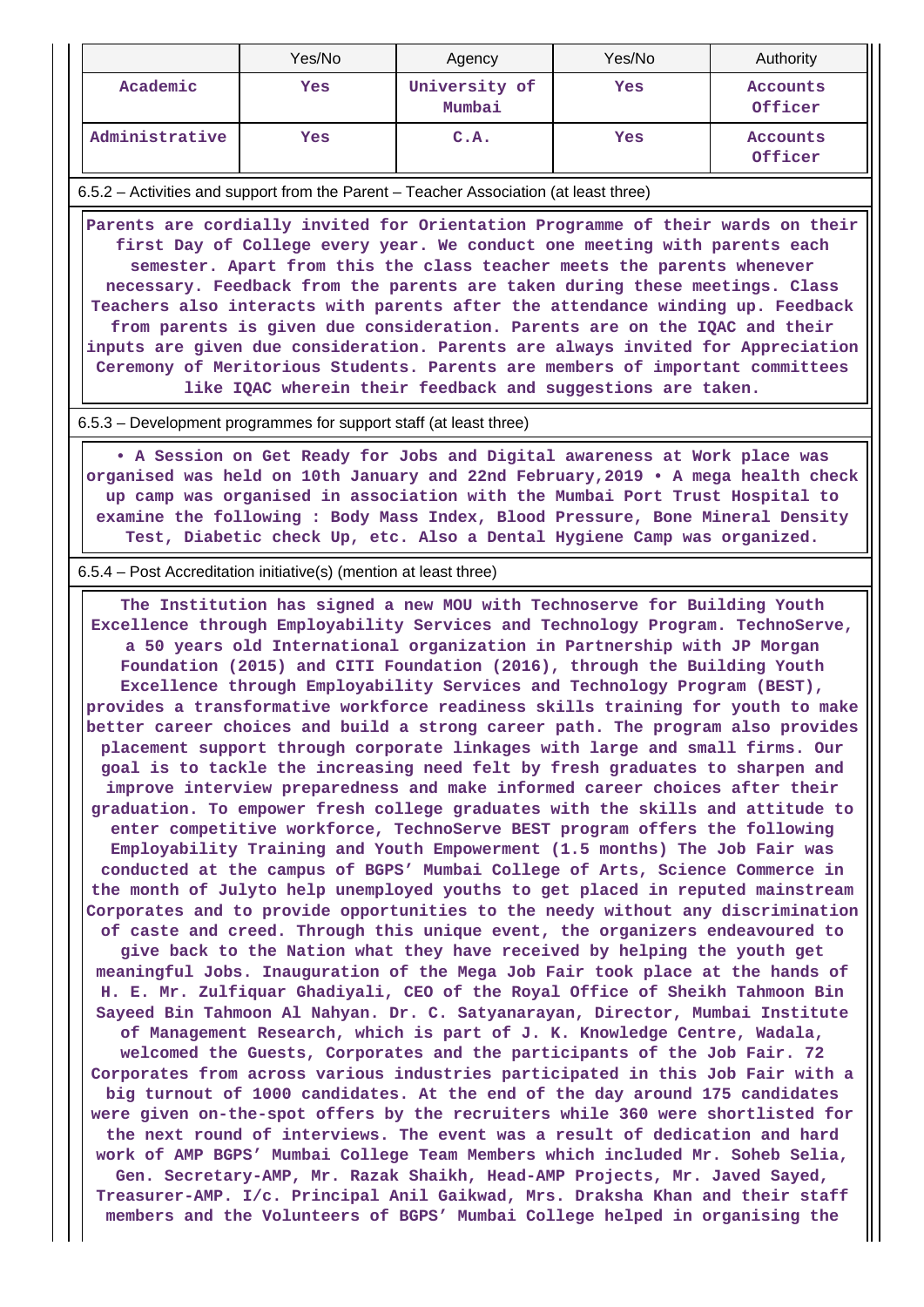| | Yes/No | Agency | Yes/No | Authority |
|---|---|---|---|---|
| Academic | Yes | University of Mumbai | Yes | Accounts Officer |
| Administrative | Yes | C.A. | Yes | Accounts Officer |

6.5.2 – Activities and support from the Parent – Teacher Association (at least three)

Parents are cordially invited for Orientation Programme of their wards on their first Day of College every year. We conduct one meeting with parents each semester. Apart from this the class teacher meets the parents whenever necessary. Feedback from the parents are taken during these meetings. Class Teachers also interacts with parents after the attendance winding up. Feedback from parents is given due consideration. Parents are on the IQAC and their inputs are given due consideration. Parents are always invited for Appreciation Ceremony of Meritorious Students. Parents are members of important committees like IQAC wherein their feedback and suggestions are taken.

6.5.3 – Development programmes for support staff (at least three)

• A Session on Get Ready for Jobs and Digital awareness at Work place was organised was held on 10th January and 22nd February,2019 • A mega health check up camp was organised in association with the Mumbai Port Trust Hospital to examine the following : Body Mass Index, Blood Pressure, Bone Mineral Density Test, Diabetic check Up, etc. Also a Dental Hygiene Camp was organized.

6.5.4 – Post Accreditation initiative(s) (mention at least three)

The Institution has signed a new MOU with Technoserve for Building Youth Excellence through Employability Services and Technology Program. TechnoServe, a 50 years old International organization in Partnership with JP Morgan Foundation (2015) and CITI Foundation (2016), through the Building Youth Excellence through Employability Services and Technology Program (BEST), provides a transformative workforce readiness skills training for youth to make better career choices and build a strong career path. The program also provides placement support through corporate linkages with large and small firms. Our goal is to tackle the increasing need felt by fresh graduates to sharpen and improve interview preparedness and make informed career choices after their graduation. To empower fresh college graduates with the skills and attitude to enter competitive workforce, TechnoServe BEST program offers the following Employability Training and Youth Empowerment (1.5 months) The Job Fair was conducted at the campus of BGPS' Mumbai College of Arts, Science Commerce in the month of Julyto help unemployed youths to get placed in reputed mainstream Corporates and to provide opportunities to the needy without any discrimination of caste and creed. Through this unique event, the organizers endeavoured to give back to the Nation what they have received by helping the youth get meaningful Jobs. Inauguration of the Mega Job Fair took place at the hands of H. E. Mr. Zulfiquar Ghadiyali, CEO of the Royal Office of Sheikh Tahmoon Bin Sayeed Bin Tahmoon Al Nahyan. Dr. C. Satyanarayan, Director, Mumbai Institute of Management Research, which is part of J. K. Knowledge Centre, Wadala, welcomed the Guests, Corporates and the participants of the Job Fair. 72 Corporates from across various industries participated in this Job Fair with a big turnout of 1000 candidates. At the end of the day around 175 candidates were given on-the-spot offers by the recruiters while 360 were shortlisted for the next round of interviews. The event was a result of dedication and hard work of AMP BGPS' Mumbai College Team Members which included Mr. Soheb Selia, Gen. Secretary-AMP, Mr. Razak Shaikh, Head-AMP Projects, Mr. Javed Sayed, Treasurer-AMP. I/c. Principal Anil Gaikwad, Mrs. Draksha Khan and their staff members and the Volunteers of BGPS' Mumbai College helped in organising the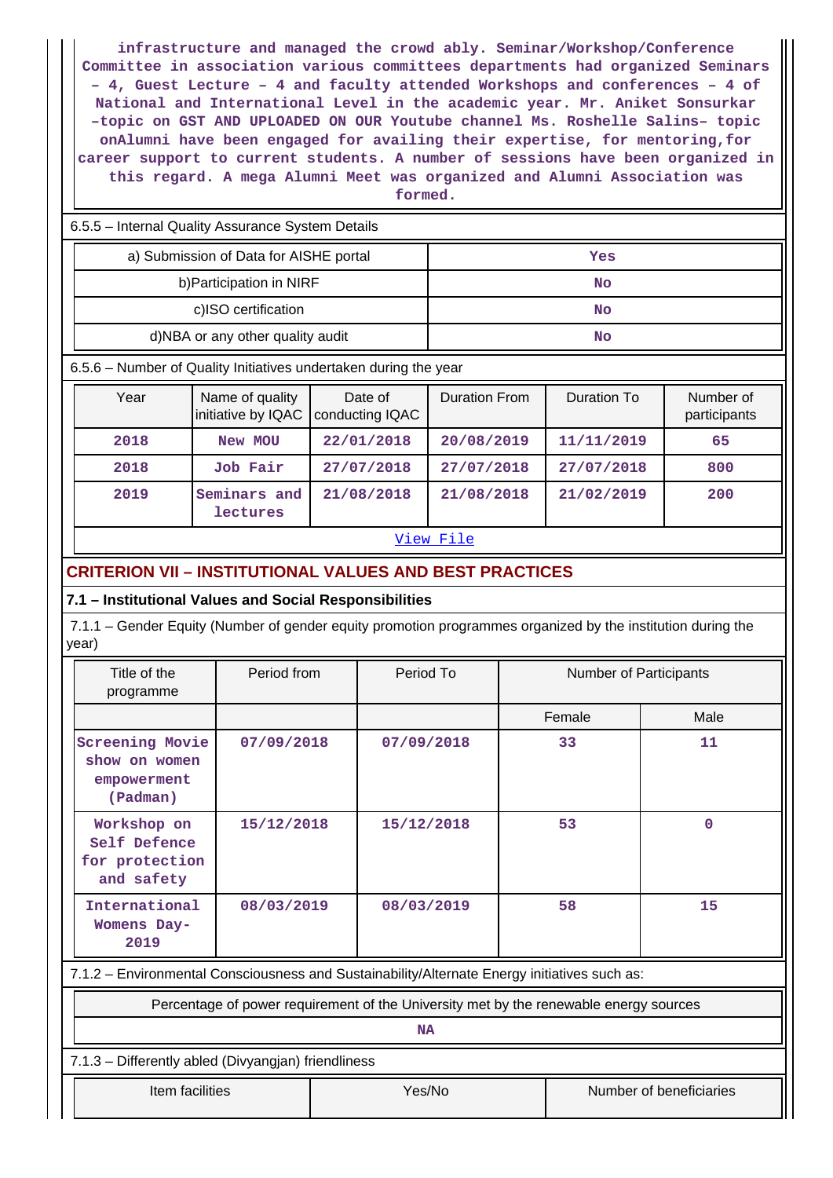infrastructure and managed the crowd ably. Seminar/Workshop/Conference Committee in association various committees departments had organized Seminars – 4, Guest Lecture – 4 and faculty attended Workshops and conferences – 4 of National and International Level in the academic year. Mr. Aniket Sonsurkar –topic on GST AND UPLOADED ON OUR Youtube channel Ms. Roshelle Salins– topic onAlumni have been engaged for availing their expertise, for mentoring,for career support to current students. A number of sessions have been organized in this regard. A mega Alumni Meet was organized and Alumni Association was formed.

6.5.5 – Internal Quality Assurance System Details

| a) Submission of Data for AISHE portal | Yes |
|---|---|
| b)Participation in NIRF | No |
| c)ISO certification | No |
| d)NBA or any other quality audit | No |

6.5.6 – Number of Quality Initiatives undertaken during the year

| Year | Name of quality initiative by IQAC | Date of conducting IQAC | Duration From | Duration To | Number of participants |
|---|---|---|---|---|---|
| 2018 | New MOU | 22/01/2018 | 20/08/2019 | 11/11/2019 | 65 |
| 2018 | Job Fair | 27/07/2018 | 27/07/2018 | 27/07/2018 | 800 |
| 2019 | Seminars and lectures | 21/08/2018 | 21/08/2018 | 21/02/2019 | 200 |

View File

## CRITERION VII – INSTITUTIONAL VALUES AND BEST PRACTICES

### 7.1 – Institutional Values and Social Responsibilities

7.1.1 – Gender Equity (Number of gender equity promotion programmes organized by the institution during the year)

| Title of the programme | Period from | Period To | Number of Participants | |
|---|---|---|---|---|
| | | | Female | Male |
| Screening Movie show on women empowerment (Padman) | 07/09/2018 | 07/09/2018 | 33 | 11 |
| Workshop on Self Defence for protection and safety | 15/12/2018 | 15/12/2018 | 53 | 0 |
| International Womens Day-2019 | 08/03/2019 | 08/03/2019 | 58 | 15 |

7.1.2 – Environmental Consciousness and Sustainability/Alternate Energy initiatives such as:

| Percentage of power requirement of the University met by the renewable energy sources |
|---|
| NA |

7.1.3 – Differently abled (Divyangjan) friendliness

| Item facilities | Yes/No | Number of beneficiaries |
|---|---|---|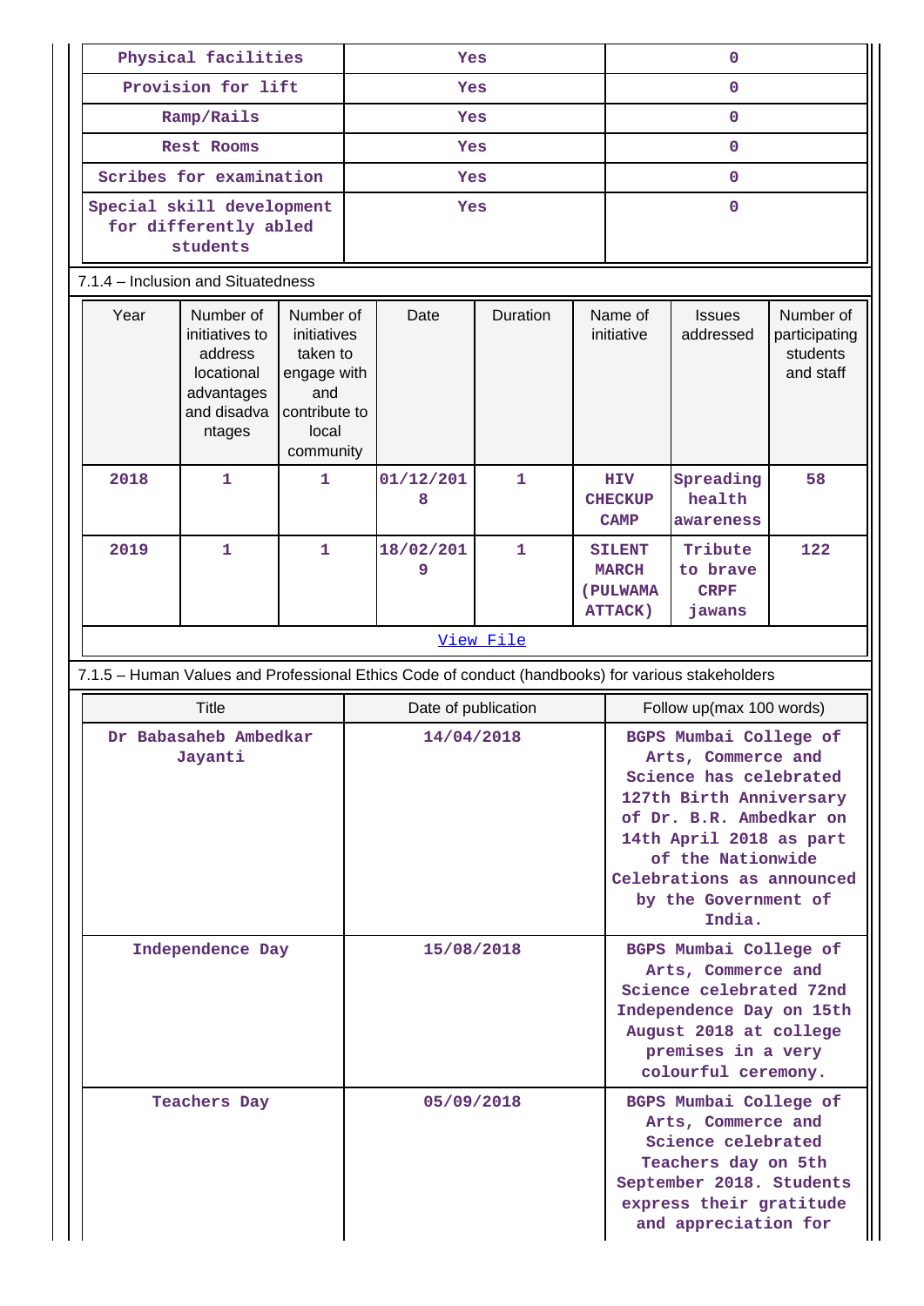| Physical facilities | Yes | 0 |
|---|---|---|
| Provision for lift | Yes | 0 |
| Ramp/Rails | Yes | 0 |
| Rest Rooms | Yes | 0 |
| Scribes for examination | Yes | 0 |
| Special skill development for differently abled students | Yes | 0 |

7.1.4 – Inclusion and Situatedness

| Year | Number of initiatives to address locational advantages and disadvantages | Number of initiatives taken to engage with and contribute to local community | Date | Duration | Name of initiative | Issues addressed | Number of participating students and staff |
|---|---|---|---|---|---|---|---|
| 2018 | 1 | 1 | 01/12/2018 | 1 | HIV CHECKUP CAMP | Spreading health awareness | 58 |
| 2019 | 1 | 1 | 18/02/2019 | 1 | SILENT MARCH (PULWAMA ATTACK) | Tribute to brave CRPF jawans | 122 |

View File

7.1.5 – Human Values and Professional Ethics Code of conduct (handbooks) for various stakeholders

| Title | Date of publication | Follow up(max 100 words) |
|---|---|---|
| Dr Babasaheb Ambedkar Jayanti | 14/04/2018 | BGPS Mumbai College of Arts, Commerce and Science has celebrated 127th Birth Anniversary of Dr. B.R. Ambedkar on 14th April 2018 as part of the Nationwide Celebrations as announced by the Government of India. |
| Independence Day | 15/08/2018 | BGPS Mumbai College of Arts, Commerce and Science celebrated 72nd Independence Day on 15th August 2018 at college premises in a very colourful ceremony. |
| Teachers Day | 05/09/2018 | BGPS Mumbai College of Arts, Commerce and Science celebrated Teachers day on 5th September 2018. Students express their gratitude and appreciation for |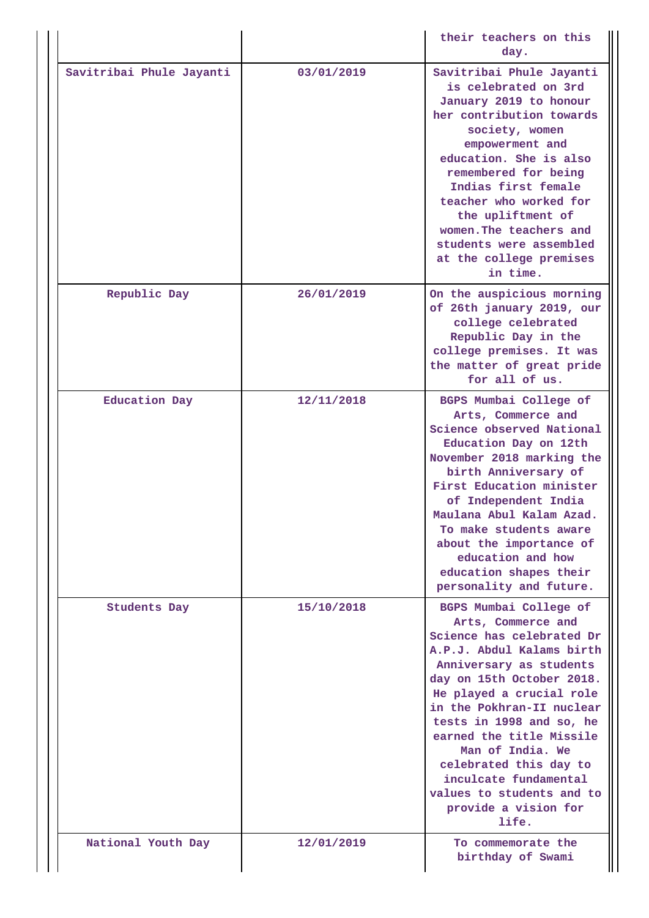|  |  | their teachers on this day. |
|---|---|---|
| Savitribai Phule Jayanti | 03/01/2019 | Savitribai Phule Jayanti is celebrated on 3rd January 2019 to honour her contribution towards society, women empowerment and education. She is also remembered for being Indias first female teacher who worked for the upliftment of women.The teachers and students were assembled at the college premises in time. |
| Republic Day | 26/01/2019 | On the auspicious morning of 26th january 2019, our college celebrated Republic Day in the college premises. It was the matter of great pride for all of us. |
| Education Day | 12/11/2018 | BGPS Mumbai College of Arts, Commerce and Science observed National Education Day on 12th November 2018 marking the birth Anniversary of First Education minister of Independent India Maulana Abul Kalam Azad. To make students aware about the importance of education and how education shapes their personality and future. |
| Students Day | 15/10/2018 | BGPS Mumbai College of Arts, Commerce and Science has celebrated Dr A.P.J. Abdul Kalams birth Anniversary as students day on 15th October 2018. He played a crucial role in the Pokhran-II nuclear tests in 1998 and so, he earned the title Missile Man of India. We celebrated this day to inculcate fundamental values to students and to provide a vision for life. |
| National Youth Day | 12/01/2019 | To commemorate the birthday of Swami |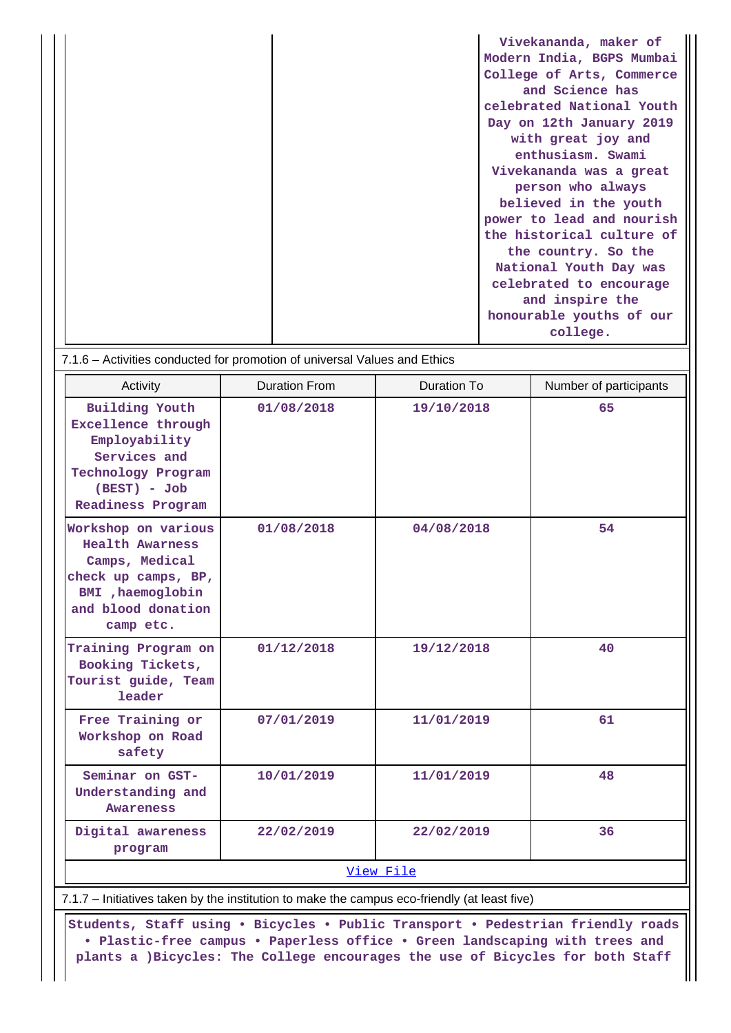| | | Vivekananda, maker of Modern India, BGPS Mumbai College of Arts, Commerce and Science has celebrated National Youth Day on 12th January 2019 with great joy and enthusiasm. Swami Vivekananda was a great person who always believed in the youth power to lead and nourish the historical culture of the country. So the National Youth Day was celebrated to encourage and inspire the honourable youths of our college. |
|---|---|---|

7.1.6 – Activities conducted for promotion of universal Values and Ethics

| Activity | Duration From | Duration To | Number of participants |
|---|---|---|---|
| Building Youth Excellence through Employability Services and Technology Program (BEST) - Job Readiness Program | 01/08/2018 | 19/10/2018 | 65 |
| Workshop on various Health Awarness Camps, Medical check up camps, BP, BMI ,haemoglobin and blood donation camp etc. | 01/08/2018 | 04/08/2018 | 54 |
| Training Program on Booking Tickets, Tourist guide, Team leader | 01/12/2018 | 19/12/2018 | 40 |
| Free Training or Workshop on Road safety | 07/01/2019 | 11/01/2019 | 61 |
| Seminar on GST-Understanding and Awareness | 10/01/2019 | 11/01/2019 | 48 |
| Digital awareness program | 22/02/2019 | 22/02/2019 | 36 |

View File

7.1.7 – Initiatives taken by the institution to make the campus eco-friendly (at least five)

Students, Staff using • Bicycles • Public Transport • Pedestrian friendly roads • Plastic-free campus • Paperless office • Green landscaping with trees and plants a )Bicycles: The College encourages the use of Bicycles for both Staff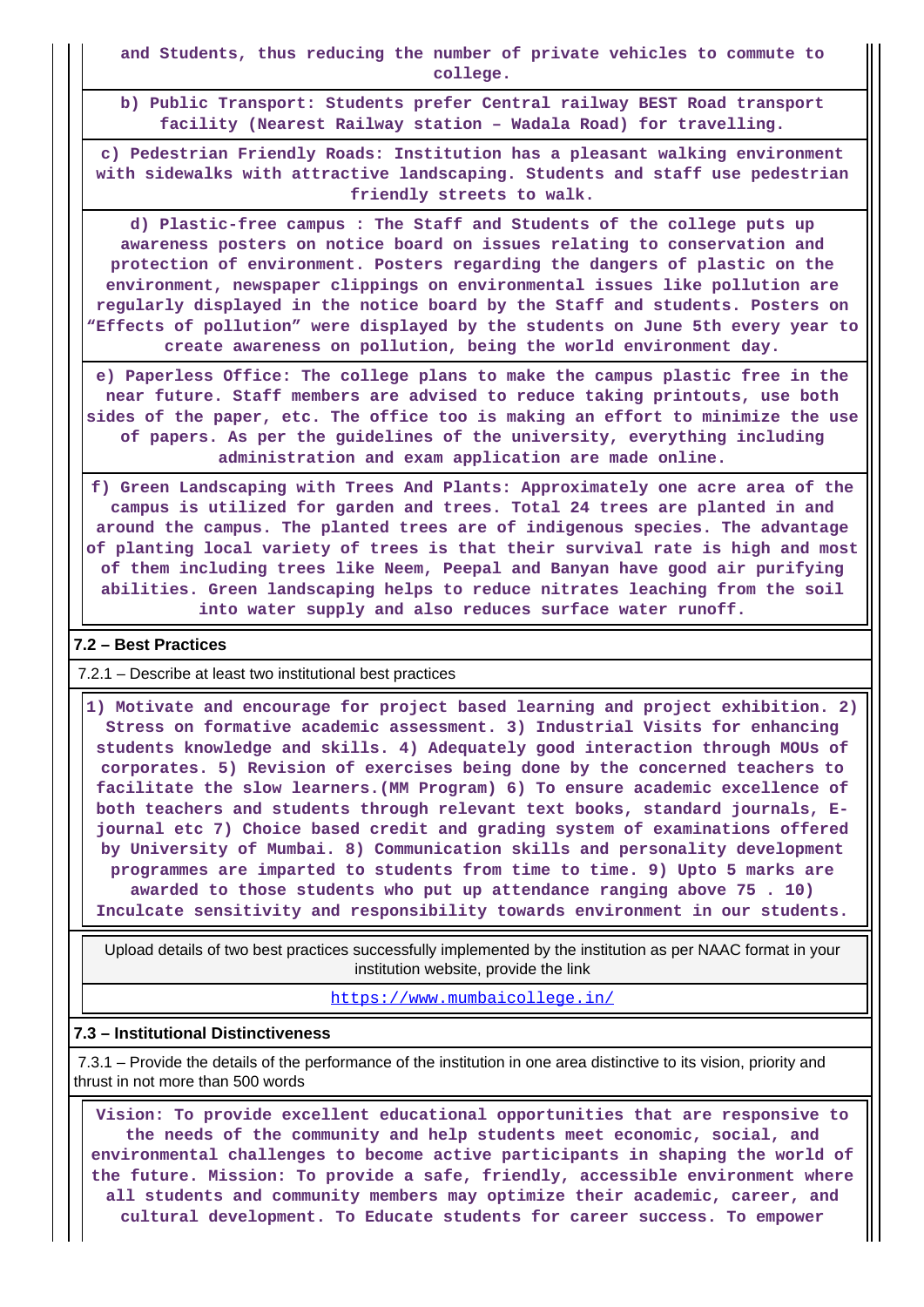and Students, thus reducing the number of private vehicles to commute to college.

b) Public Transport: Students prefer Central railway BEST Road transport facility (Nearest Railway station – Wadala Road) for travelling.

c) Pedestrian Friendly Roads: Institution has a pleasant walking environment with sidewalks with attractive landscaping. Students and staff use pedestrian friendly streets to walk.

d) Plastic-free campus : The Staff and Students of the college puts up awareness posters on notice board on issues relating to conservation and protection of environment. Posters regarding the dangers of plastic on the environment, newspaper clippings on environmental issues like pollution are regularly displayed in the notice board by the Staff and students. Posters on "Effects of pollution" were displayed by the students on June 5th every year to create awareness on pollution, being the world environment day.

e) Paperless Office: The college plans to make the campus plastic free in the near future. Staff members are advised to reduce taking printouts, use both sides of the paper, etc. The office too is making an effort to minimize the use of papers. As per the guidelines of the university, everything including administration and exam application are made online.

f) Green Landscaping with Trees And Plants: Approximately one acre area of the campus is utilized for garden and trees. Total 24 trees are planted in and around the campus. The planted trees are of indigenous species. The advantage of planting local variety of trees is that their survival rate is high and most of them including trees like Neem, Peepal and Banyan have good air purifying abilities. Green landscaping helps to reduce nitrates leaching from the soil into water supply and also reduces surface water runoff.

**7.2 – Best Practices**

7.2.1 – Describe at least two institutional best practices

1) Motivate and encourage for project based learning and project exhibition. 2) Stress on formative academic assessment. 3) Industrial Visits for enhancing students knowledge and skills. 4) Adequately good interaction through MOUs of corporates. 5) Revision of exercises being done by the concerned teachers to facilitate the slow learners.(MM Program) 6) To ensure academic excellence of both teachers and students through relevant text books, standard journals, E-journal etc 7) Choice based credit and grading system of examinations offered by University of Mumbai. 8) Communication skills and personality development programmes are imparted to students from time to time. 9) Upto 5 marks are awarded to those students who put up attendance ranging above 75 . 10) Inculcate sensitivity and responsibility towards environment in our students.

Upload details of two best practices successfully implemented by the institution as per NAAC format in your institution website, provide the link

https://www.mumbaicollege.in/

**7.3 – Institutional Distinctiveness**

7.3.1 – Provide the details of the performance of the institution in one area distinctive to its vision, priority and thrust in not more than 500 words

Vision: To provide excellent educational opportunities that are responsive to the needs of the community and help students meet economic, social, and environmental challenges to become active participants in shaping the world of the future. Mission: To provide a safe, friendly, accessible environment where all students and community members may optimize their academic, career, and cultural development. To Educate students for career success. To empower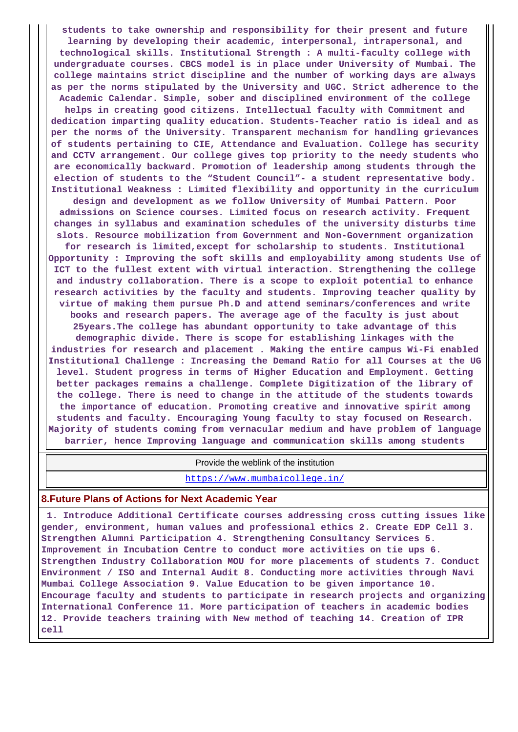**students to take ownership and responsibility for their present and future learning by developing their academic, interpersonal, intrapersonal, and technological skills. Institutional Strength : A multi-faculty college with undergraduate courses. CBCS model is in place under University of Mumbai. The college maintains strict discipline and the number of working days are always as per the norms stipulated by the University and UGC. Strict adherence to the Academic Calendar. Simple, sober and disciplined environment of the college helps in creating good citizens. Intellectual faculty with Commitment and dedication imparting quality education. Students-Teacher ratio is ideal and as per the norms of the University. Transparent mechanism for handling grievances of students pertaining to CIE, Attendance and Evaluation. College has security and CCTV arrangement. Our college gives top priority to the needy students who are economically backward. Promotion of leadership among students through the election of students to the "Student Council"- a student representative body. Institutional Weakness : Limited flexibility and opportunity in the curriculum design and development as we follow University of Mumbai Pattern. Poor admissions on Science courses. Limited focus on research activity. Frequent changes in syllabus and examination schedules of the university disturbs time slots. Resource mobilization from Government and Non-Government organization for research is limited,except for scholarship to students. Institutional Opportunity : Improving the soft skills and employability among students Use of ICT to the fullest extent with virtual interaction. Strengthening the college and industry collaboration. There is a scope to exploit potential to enhance research activities by the faculty and students. Improving teacher quality by virtue of making them pursue Ph.D and attend seminars/conferences and write books and research papers. The average age of the faculty is just about 25years.The college has abundant opportunity to take advantage of this demographic divide. There is scope for establishing linkages with the industries for research and placement . Making the entire campus Wi-Fi enabled Institutional Challenge : Increasing the Demand Ratio for all Courses at the UG level. Student progress in terms of Higher Education and Employment. Getting better packages remains a challenge. Complete Digitization of the library of the college. There is need to change in the attitude of the students towards the importance of education. Promoting creative and innovative spirit among students and faculty. Encouraging Young faculty to stay focused on Research. Majority of students coming from vernacular medium and have problem of language barrier, hence Improving language and communication skills among students**

| Provide the weblink of the institution |
|---|
| https://www.mumbaicollege.in/ |

## 8.Future Plans of Actions for Next Academic Year

**1. Introduce Additional Certificate courses addressing cross cutting issues like gender, environment, human values and professional ethics 2. Create EDP Cell 3. Strengthen Alumni Participation 4. Strengthening Consultancy Services 5. Improvement in Incubation Centre to conduct more activities on tie ups 6. Strengthen Industry Collaboration MOU for more placements of students 7. Conduct Environment / ISO and Internal Audit 8. Conducting more activities through Navi Mumbai College Association 9. Value Education to be given importance 10. Encourage faculty and students to participate in research projects and organizing International Conference 11. More participation of teachers in academic bodies 12. Provide teachers training with New method of teaching 14. Creation of IPR cell**